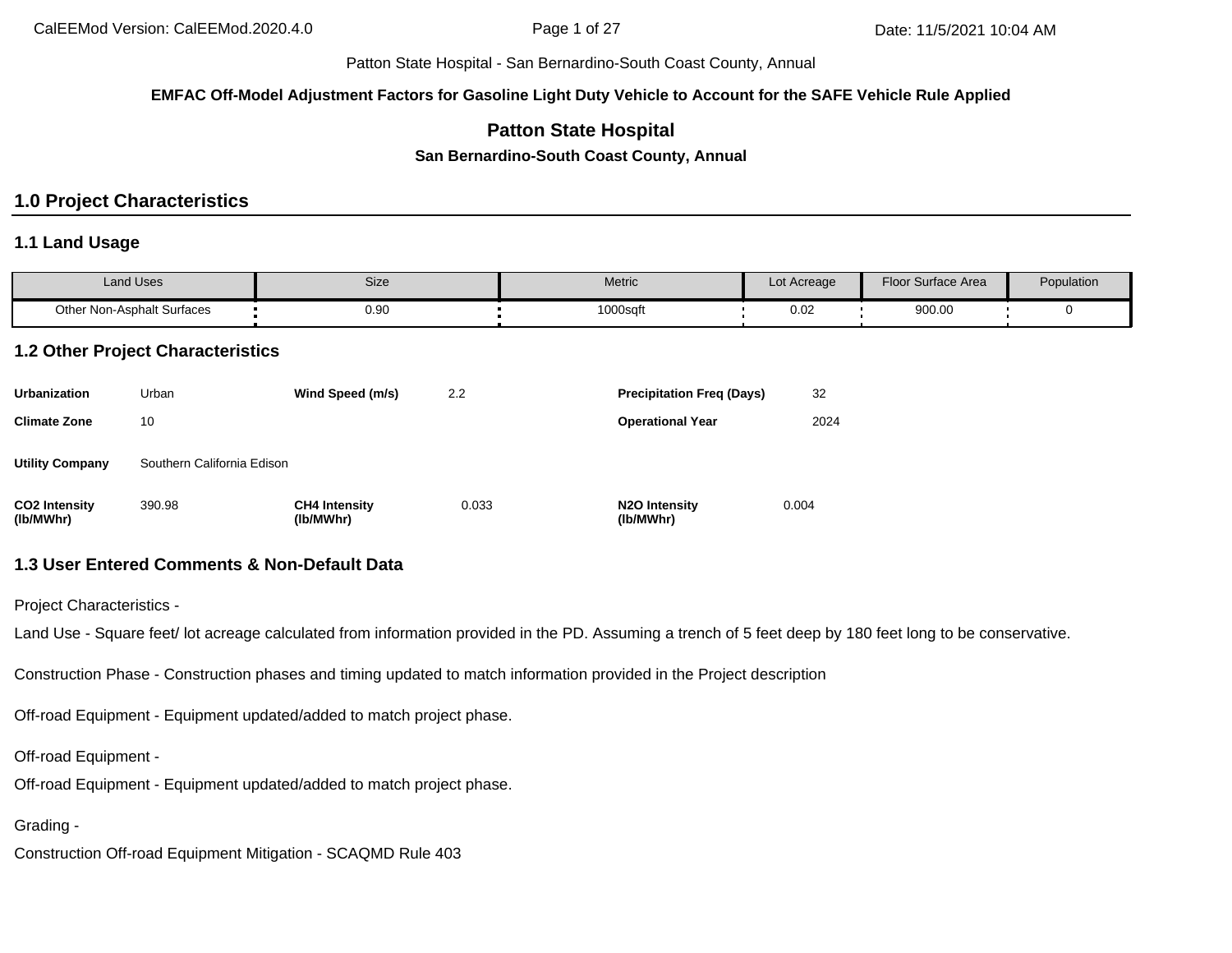Patton State Hospital - San Bernardino-South Coast County, Annual

**EMFAC Off-Model Adjustment Factors for Gasoline Light Duty Vehicle to Account for the SAFE Vehicle Rule Applied**

# Patton State Hospital

**San Bernardino-South Coast County, Annual**

## 1.0 Project Characteristics

### 1.1 Land Usage

| Land Uses | Size | Metric | Lot Acreage | Floor Surface Area | Population |
|---|---|---|---|---|---|
| Other Non-Asphalt Surfaces | 0.90 | 1000sqft | 0.02 | 900.00 | 0 |

### 1.2 Other Project Characteristics

| | | | | | |
|---|---|---|---|---|---|
| **Urbanization** | Urban | **Wind Speed (m/s)** | 2.2 | **Precipitation Freq (Days)** | 32 |
| **Climate Zone** | 10 | | | **Operational Year** | 2024 |
| **Utility Company** | Southern California Edison | | | | |
| **CO2 Intensity (lb/MWhr)** | 390.98 | **CH4 Intensity (lb/MWhr)** | 0.033 | **N2O Intensity (lb/MWhr)** | 0.004 |

### 1.3 User Entered Comments & Non-Default Data

Project Characteristics -

Land Use - Square feet/ lot acreage calculated from information provided in the PD. Assuming a trench of 5 feet deep by 180 feet long to be conservative.

Construction Phase - Construction phases and timing updated to match information provided in the Project description

Off-road Equipment - Equipment updated/added to match project phase.

Off-road Equipment -

Off-road Equipment - Equipment updated/added to match project phase.

Grading -

Construction Off-road Equipment Mitigation - SCAQMD Rule 403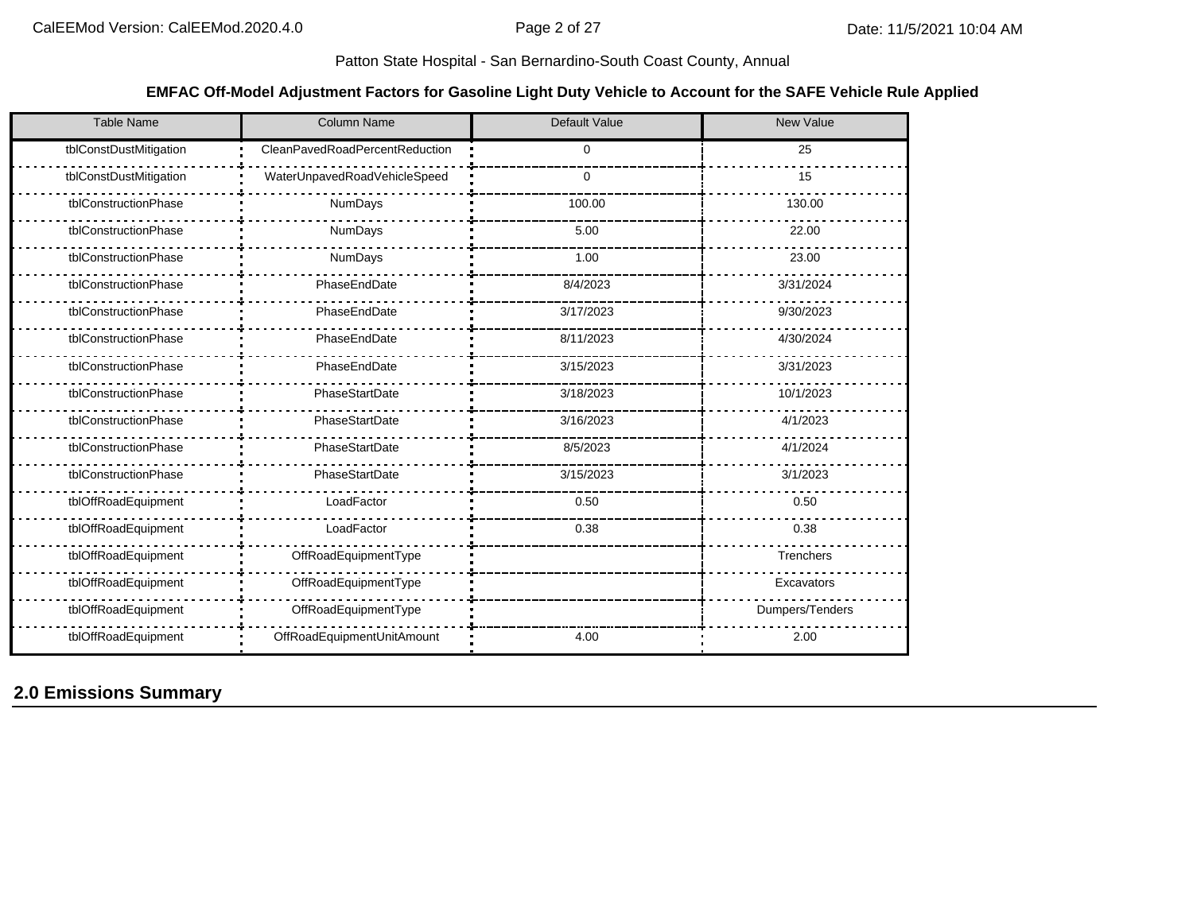Patton State Hospital - San Bernardino-South Coast County, Annual

**EMFAC Off-Model Adjustment Factors for Gasoline Light Duty Vehicle to Account for the SAFE Vehicle Rule Applied**

| Table Name | Column Name | Default Value | New Value |
|---|---|---|---|
| tblConstDustMitigation | CleanPavedRoadPercentReduction | 0 | 25 |
| tblConstDustMitigation | WaterUnpavedRoadVehicleSpeed | 0 | 15 |
| tblConstructionPhase | NumDays | 100.00 | 130.00 |
| tblConstructionPhase | NumDays | 5.00 | 22.00 |
| tblConstructionPhase | NumDays | 1.00 | 23.00 |
| tblConstructionPhase | PhaseEndDate | 8/4/2023 | 3/31/2024 |
| tblConstructionPhase | PhaseEndDate | 3/17/2023 | 9/30/2023 |
| tblConstructionPhase | PhaseEndDate | 8/11/2023 | 4/30/2024 |
| tblConstructionPhase | PhaseEndDate | 3/15/2023 | 3/31/2023 |
| tblConstructionPhase | PhaseStartDate | 3/18/2023 | 10/1/2023 |
| tblConstructionPhase | PhaseStartDate | 3/16/2023 | 4/1/2023 |
| tblConstructionPhase | PhaseStartDate | 8/5/2023 | 4/1/2024 |
| tblConstructionPhase | PhaseStartDate | 3/15/2023 | 3/1/2023 |
| tblOffRoadEquipment | LoadFactor | 0.50 | 0.50 |
| tblOffRoadEquipment | LoadFactor | 0.38 | 0.38 |
| tblOffRoadEquipment | OffRoadEquipmentType | | Trenchers |
| tblOffRoadEquipment | OffRoadEquipmentType | | Excavators |
| tblOffRoadEquipment | OffRoadEquipmentType | | Dumpers/Tenders |
| tblOffRoadEquipment | OffRoadEquipmentUnitAmount | 4.00 | 2.00 |

## 2.0 Emissions Summary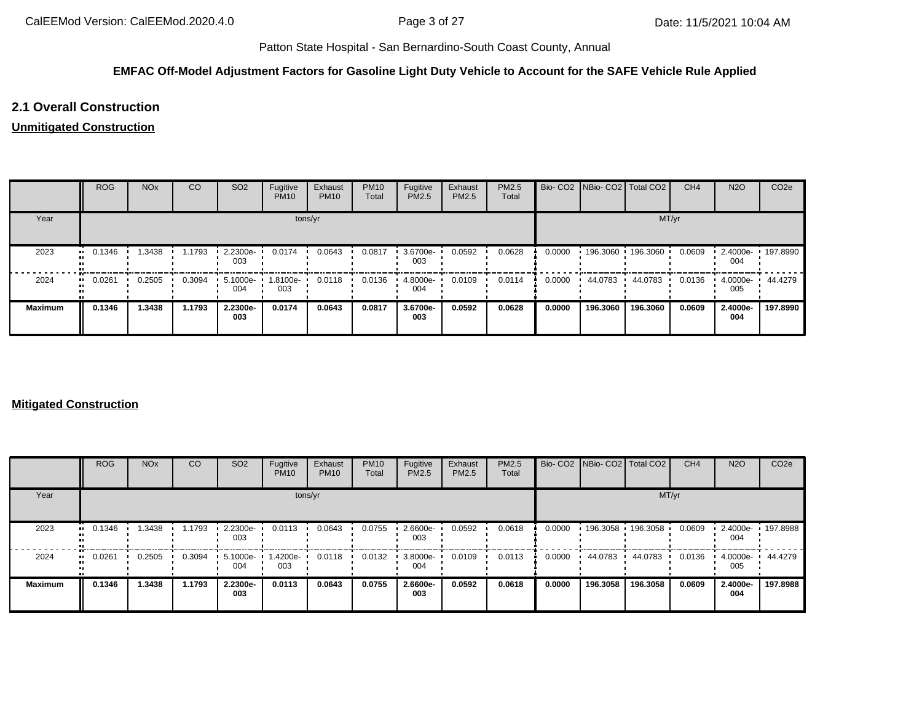Patton State Hospital - San Bernardino-South Coast County, Annual

**EMFAC Off-Model Adjustment Factors for Gasoline Light Duty Vehicle to Account for the SAFE Vehicle Rule Applied**

## 2.1 Overall Construction

**Unmitigated Construction**

| | ROG | NOx | CO | SO2 | Fugitive PM10 | Exhaust PM10 | PM10 Total | Fugitive PM2.5 | Exhaust PM2.5 | PM2.5 Total | Bio- CO2 | NBio- CO2 | Total CO2 | CH4 | N2O | CO2e |
|---|---|---|---|---|---|---|---|---|---|---|---|---|---|---|---|---|
| Year | tons/yr | | | | | | | | | | MT/yr | | | | | |
| 2023 | 0.1346 | 1.3438 | 1.1793 | 2.2300e-003 | 0.0174 | 0.0643 | 0.0817 | 3.6700e-003 | 0.0592 | 0.0628 | 0.0000 | 196.3060 | 196.3060 | 0.0609 | 2.4000e-004 | 197.8990 |
| 2024 | 0.0261 | 0.2505 | 0.3094 | 5.1000e-004 | 1.8100e-003 | 0.0118 | 0.0136 | 4.8000e-004 | 0.0109 | 0.0114 | 0.0000 | 44.0783 | 44.0783 | 0.0136 | 4.0000e-005 | 44.4279 |
| **Maximum** | **0.1346** | **1.3438** | **1.1793** | **2.2300e-003** | **0.0174** | **0.0643** | **0.0817** | **3.6700e-003** | **0.0592** | **0.0628** | **0.0000** | **196.3060** | **196.3060** | **0.0609** | **2.4000e-004** | **197.8990** |

**Mitigated Construction**

| | ROG | NOx | CO | SO2 | Fugitive PM10 | Exhaust PM10 | PM10 Total | Fugitive PM2.5 | Exhaust PM2.5 | PM2.5 Total | Bio- CO2 | NBio- CO2 | Total CO2 | CH4 | N2O | CO2e |
|---|---|---|---|---|---|---|---|---|---|---|---|---|---|---|---|---|
| Year | tons/yr | | | | | | | | | | MT/yr | | | | | |
| 2023 | 0.1346 | 1.3438 | 1.1793 | 2.2300e-003 | 0.0113 | 0.0643 | 0.0755 | 2.6600e-003 | 0.0592 | 0.0618 | 0.0000 | 196.3058 | 196.3058 | 0.0609 | 2.4000e-004 | 197.8988 |
| 2024 | 0.0261 | 0.2505 | 0.3094 | 5.1000e-004 | 1.4200e-003 | 0.0118 | 0.0132 | 3.8000e-004 | 0.0109 | 0.0113 | 0.0000 | 44.0783 | 44.0783 | 0.0136 | 4.0000e-005 | 44.4279 |
| **Maximum** | **0.1346** | **1.3438** | **1.1793** | **2.2300e-003** | **0.0113** | **0.0643** | **0.0755** | **2.6600e-003** | **0.0592** | **0.0618** | **0.0000** | **196.3058** | **196.3058** | **0.0609** | **2.4000e-004** | **197.8988** |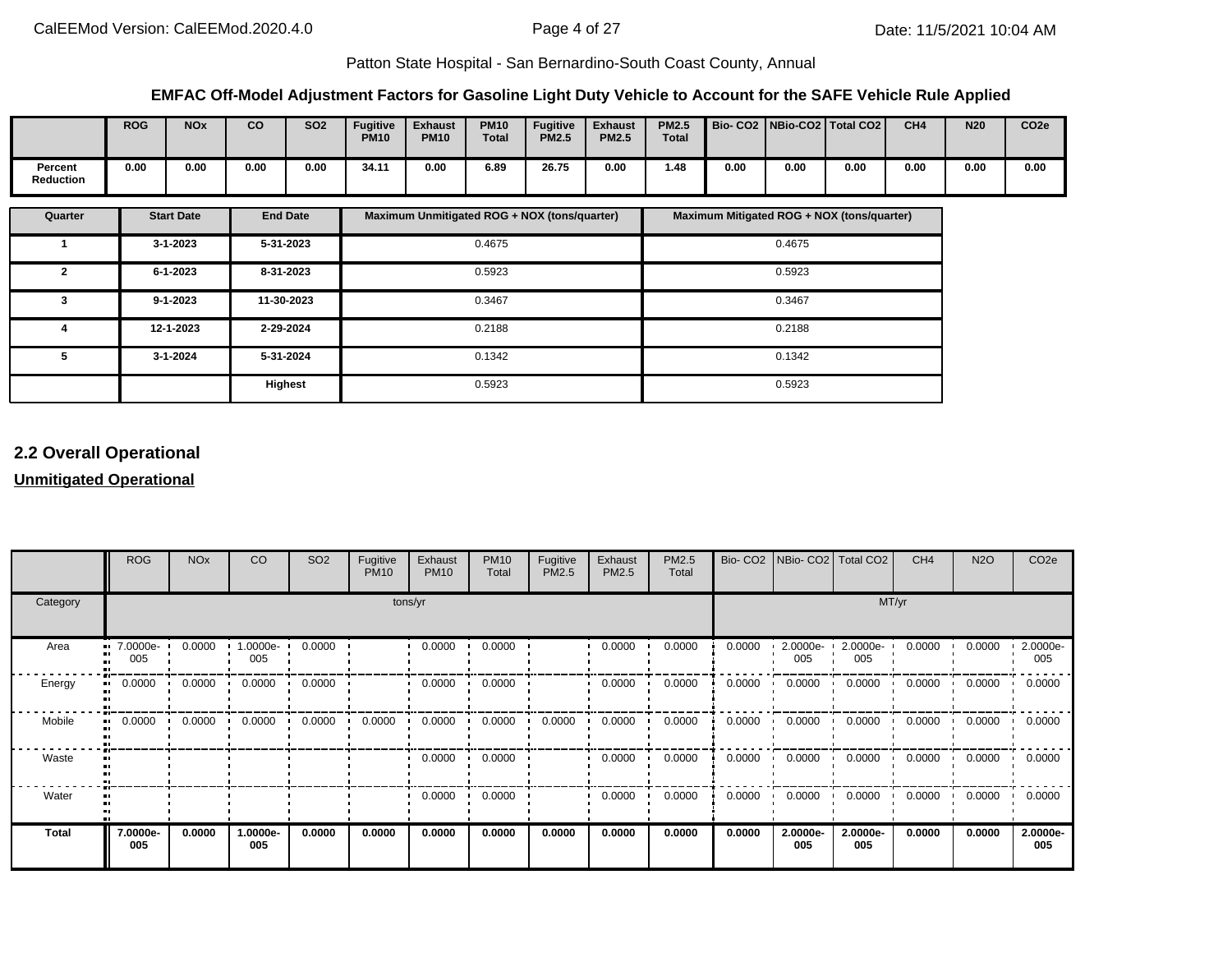Patton State Hospital - San Bernardino-South Coast County, Annual

**EMFAC Off-Model Adjustment Factors for Gasoline Light Duty Vehicle to Account for the SAFE Vehicle Rule Applied**

| | ROG | NOx | CO | SO2 | Fugitive PM10 | Exhaust PM10 | PM10 Total | Fugitive PM2.5 | Exhaust PM2.5 | PM2.5 Total | Bio- CO2 | NBio-CO2 | Total CO2 | CH4 | N20 | CO2e |
|---|---|---|---|---|---|---|---|---|---|---|---|---|---|---|---|---|
| Percent Reduction | 0.00 | 0.00 | 0.00 | 0.00 | 34.11 | 0.00 | 6.89 | 26.75 | 0.00 | 1.48 | 0.00 | 0.00 | 0.00 | 0.00 | 0.00 | 0.00 |

| Quarter | Start Date | End Date | Maximum Unmitigated ROG + NOX (tons/quarter) | Maximum Mitigated ROG + NOX (tons/quarter) |
|---|---|---|---|---|
| 1 | 3-1-2023 | 5-31-2023 | 0.4675 | 0.4675 |
| 2 | 6-1-2023 | 8-31-2023 | 0.5923 | 0.5923 |
| 3 | 9-1-2023 | 11-30-2023 | 0.3467 | 0.3467 |
| 4 | 12-1-2023 | 2-29-2024 | 0.2188 | 0.2188 |
| 5 | 3-1-2024 | 5-31-2024 | 0.1342 | 0.1342 |
| | | **Highest** | 0.5923 | 0.5923 |

## 2.2 Overall Operational

**Unmitigated Operational**

| | ROG | NOx | CO | SO2 | Fugitive PM10 | Exhaust PM10 | PM10 Total | Fugitive PM2.5 | Exhaust PM2.5 | PM2.5 Total | Bio- CO2 | NBio- CO2 | Total CO2 | CH4 | N2O | CO2e |
|---|---|---|---|---|---|---|---|---|---|---|---|---|---|---|---|---|
| Category | tons/yr | | | | | | | | | | MT/yr | | | | | |
| Area | 7.0000e-005 | 0.0000 | 1.0000e-005 | 0.0000 | | 0.0000 | 0.0000 | | 0.0000 | 0.0000 | 0.0000 | 2.0000e-005 | 2.0000e-005 | 0.0000 | 0.0000 | 2.0000e-005 |
| Energy | 0.0000 | 0.0000 | 0.0000 | 0.0000 | | 0.0000 | 0.0000 | | 0.0000 | 0.0000 | 0.0000 | 0.0000 | 0.0000 | 0.0000 | 0.0000 | 0.0000 |
| Mobile | 0.0000 | 0.0000 | 0.0000 | 0.0000 | 0.0000 | 0.0000 | 0.0000 | 0.0000 | 0.0000 | 0.0000 | 0.0000 | 0.0000 | 0.0000 | 0.0000 | 0.0000 | 0.0000 |
| Waste | | | | | | 0.0000 | 0.0000 | | 0.0000 | 0.0000 | 0.0000 | 0.0000 | 0.0000 | 0.0000 | 0.0000 | 0.0000 |
| Water | | | | | | 0.0000 | 0.0000 | | 0.0000 | 0.0000 | 0.0000 | 0.0000 | 0.0000 | 0.0000 | 0.0000 | 0.0000 |
| **Total** | **7.0000e-005** | **0.0000** | **1.0000e-005** | **0.0000** | **0.0000** | **0.0000** | **0.0000** | **0.0000** | **0.0000** | **0.0000** | **0.0000** | **2.0000e-005** | **2.0000e-005** | **0.0000** | **0.0000** | **2.0000e-005** |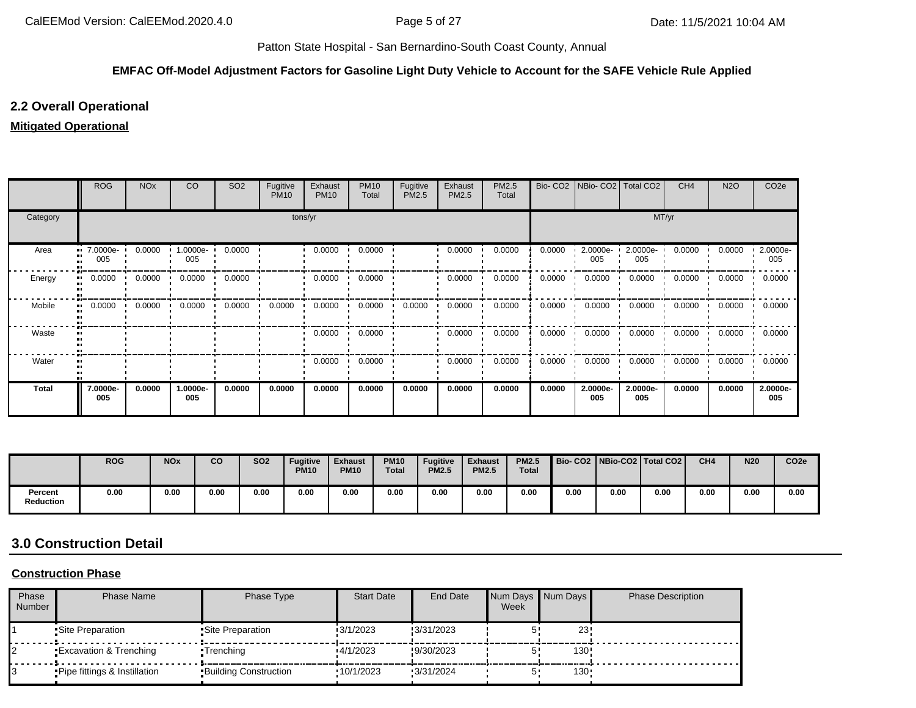Patton State Hospital - San Bernardino-South Coast County, Annual

**EMFAC Off-Model Adjustment Factors for Gasoline Light Duty Vehicle to Account for the SAFE Vehicle Rule Applied**

## 2.2 Overall Operational

**Mitigated Operational**

| | ROG | NOx | CO | SO2 | Fugitive PM10 | Exhaust PM10 | PM10 Total | Fugitive PM2.5 | Exhaust PM2.5 | PM2.5 Total | Bio- CO2 | NBio- CO2 | Total CO2 | CH4 | N2O | CO2e |
|---|---|---|---|---|---|---|---|---|---|---|---|---|---|---|---|---|
| Category | tons/yr | | | | | | | | | | MT/yr | | | | | |
| Area | 7.0000e-005 | 0.0000 | 1.0000e-005 | 0.0000 | | 0.0000 | 0.0000 | | 0.0000 | 0.0000 | 0.0000 | 2.0000e-005 | 2.0000e-005 | 0.0000 | 0.0000 | 2.0000e-005 |
| Energy | 0.0000 | 0.0000 | 0.0000 | 0.0000 | | 0.0000 | 0.0000 | | 0.0000 | 0.0000 | 0.0000 | 0.0000 | 0.0000 | 0.0000 | 0.0000 | 0.0000 |
| Mobile | 0.0000 | 0.0000 | 0.0000 | 0.0000 | 0.0000 | 0.0000 | 0.0000 | 0.0000 | 0.0000 | 0.0000 | 0.0000 | 0.0000 | 0.0000 | 0.0000 | 0.0000 | 0.0000 |
| Waste | | | | | | 0.0000 | 0.0000 | | 0.0000 | 0.0000 | 0.0000 | 0.0000 | 0.0000 | 0.0000 | 0.0000 | 0.0000 |
| Water | | | | | | 0.0000 | 0.0000 | | 0.0000 | 0.0000 | 0.0000 | 0.0000 | 0.0000 | 0.0000 | 0.0000 | 0.0000 |
| **Total** | **7.0000e-005** | **0.0000** | **1.0000e-005** | **0.0000** | **0.0000** | **0.0000** | **0.0000** | **0.0000** | **0.0000** | **0.0000** | **0.0000** | **2.0000e-005** | **2.0000e-005** | **0.0000** | **0.0000** | **2.0000e-005** |

| | ROG | NOx | CO | SO2 | Fugitive PM10 | Exhaust PM10 | PM10 Total | Fugitive PM2.5 | Exhaust PM2.5 | PM2.5 Total | Bio- CO2 | NBio-CO2 | Total CO2 | CH4 | N20 | CO2e |
|---|---|---|---|---|---|---|---|---|---|---|---|---|---|---|---|---|
| **Percent Reduction** | 0.00 | 0.00 | 0.00 | 0.00 | 0.00 | 0.00 | 0.00 | 0.00 | 0.00 | 0.00 | 0.00 | 0.00 | 0.00 | 0.00 | 0.00 | 0.00 |

## 3.0 Construction Detail

**Construction Phase**

| Phase Number | Phase Name | Phase Type | Start Date | End Date | Num Days Week | Num Days | Phase Description |
|---|---|---|---|---|---|---|---|
| 1 | Site Preparation | Site Preparation | 3/1/2023 | 3/31/2023 | 5 | 23 | |
| 2 | Excavation & Trenching | Trenching | 4/1/2023 | 9/30/2023 | 5 | 130 | |
| 3 | Pipe fittings & Instillation | Building Construction | 10/1/2023 | 3/31/2024 | 5 | 130 | |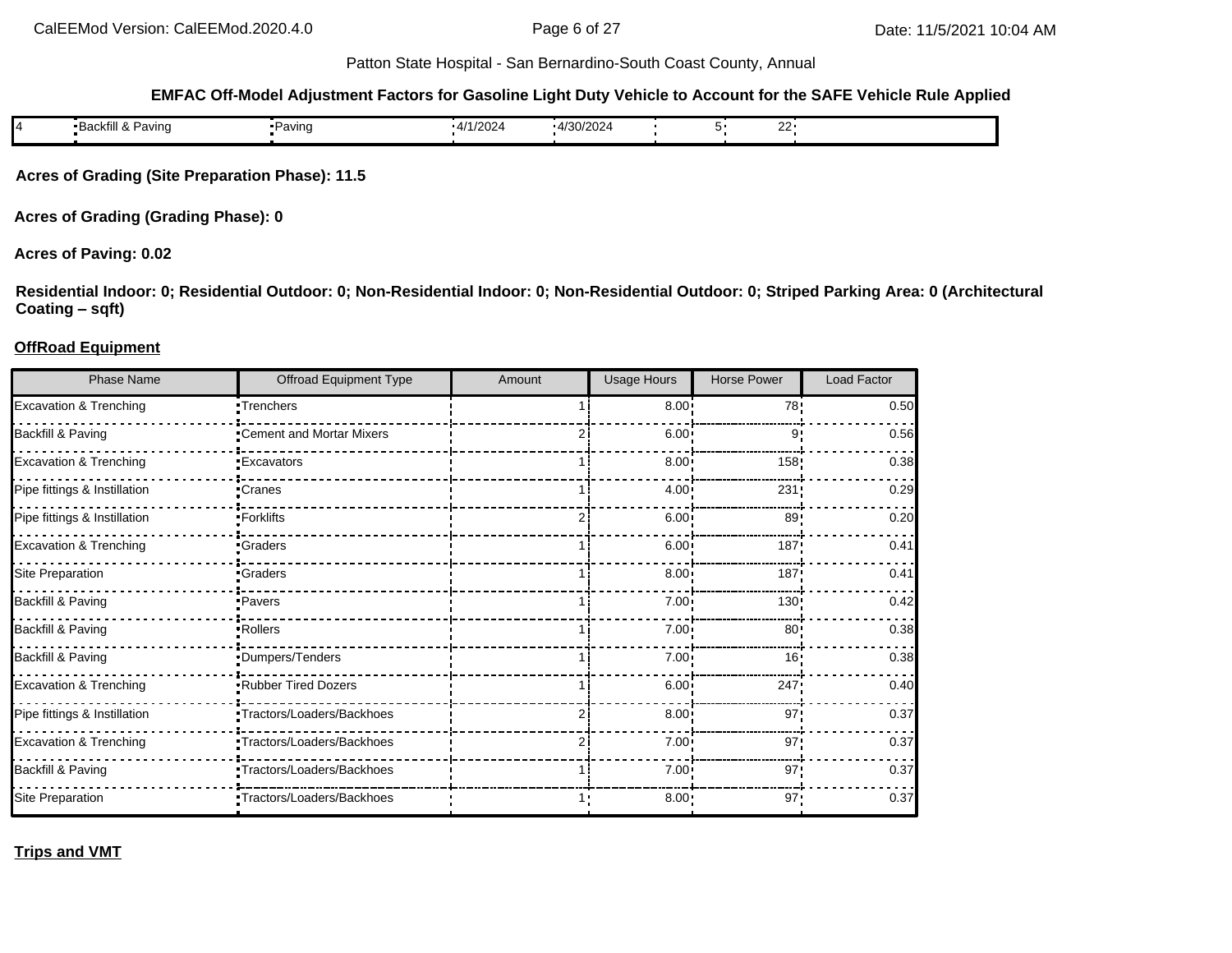**EMFAC Off-Model Adjustment Factors for Gasoline Light Duty Vehicle to Account for the SAFE Vehicle Rule Applied**

| | | | | | | | |
|---|---|---|---|---|---|---|---|
| 4 | Backfill & Paving | Paving | 4/1/2024 | 4/30/2024 | 5 | 22 | |

**Acres of Grading (Site Preparation Phase): 11.5**

**Acres of Grading (Grading Phase): 0**

**Acres of Paving: 0.02**

**Residential Indoor: 0; Residential Outdoor: 0; Non-Residential Indoor: 0; Non-Residential Outdoor: 0; Striped Parking Area: 0 (Architectural Coating – sqft)**

**OffRoad Equipment**

| Phase Name | Offroad Equipment Type | Amount | Usage Hours | Horse Power | Load Factor |
|---|---|---|---|---|---|
| Excavation & Trenching | Trenchers | 1 | 8.00 | 78 | 0.50 |
| Backfill & Paving | Cement and Mortar Mixers | 2 | 6.00 | 9 | 0.56 |
| Excavation & Trenching | Excavators | 1 | 8.00 | 158 | 0.38 |
| Pipe fittings & Instillation | Cranes | 1 | 4.00 | 231 | 0.29 |
| Pipe fittings & Instillation | Forklifts | 2 | 6.00 | 89 | 0.20 |
| Excavation & Trenching | Graders | 1 | 6.00 | 187 | 0.41 |
| Site Preparation | Graders | 1 | 8.00 | 187 | 0.41 |
| Backfill & Paving | Pavers | 1 | 7.00 | 130 | 0.42 |
| Backfill & Paving | Rollers | 1 | 7.00 | 80 | 0.38 |
| Backfill & Paving | Dumpers/Tenders | 1 | 7.00 | 16 | 0.38 |
| Excavation & Trenching | Rubber Tired Dozers | 1 | 6.00 | 247 | 0.40 |
| Pipe fittings & Instillation | Tractors/Loaders/Backhoes | 2 | 8.00 | 97 | 0.37 |
| Excavation & Trenching | Tractors/Loaders/Backhoes | 2 | 7.00 | 97 | 0.37 |
| Backfill & Paving | Tractors/Loaders/Backhoes | 1 | 7.00 | 97 | 0.37 |
| Site Preparation | Tractors/Loaders/Backhoes | 1 | 8.00 | 97 | 0.37 |

**Trips and VMT**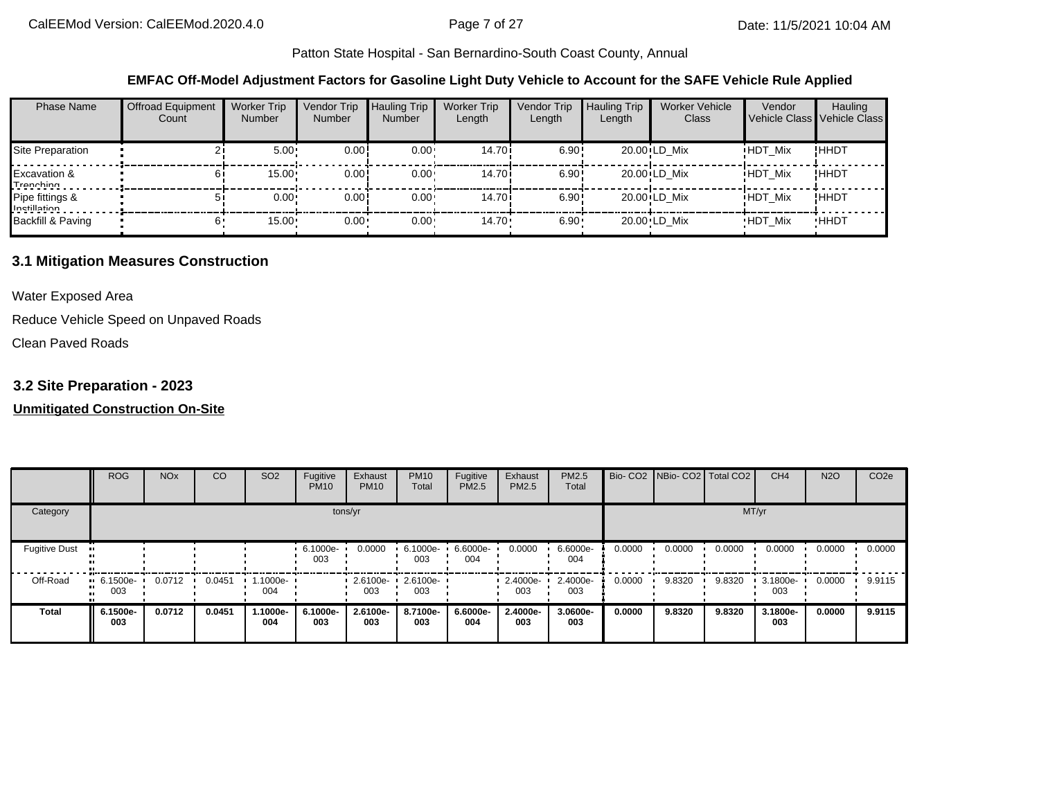Patton State Hospital - San Bernardino-South Coast County, Annual

**EMFAC Off-Model Adjustment Factors for Gasoline Light Duty Vehicle to Account for the SAFE Vehicle Rule Applied**

| Phase Name | Offroad Equipment Count | Worker Trip Number | Vendor Trip Number | Hauling Trip Number | Worker Trip Length | Vendor Trip Length | Hauling Trip Length | Worker Vehicle Class | Vendor Vehicle Class | Hauling Vehicle Class |
|---|---|---|---|---|---|---|---|---|---|---|
| Site Preparation | 2 | 5.00 | 0.00 | 0.00 | 14.70 | 6.90 | 20.00 | LD_Mix | HDT_Mix | HHDT |
| Excavation & Trenching | 6 | 15.00 | 0.00 | 0.00 | 14.70 | 6.90 | 20.00 | LD_Mix | HDT_Mix | HHDT |
| Pipe fittings & Instillation | 5 | 0.00 | 0.00 | 0.00 | 14.70 | 6.90 | 20.00 | LD_Mix | HDT_Mix | HHDT |
| Backfill & Paving | 6 | 15.00 | 0.00 | 0.00 | 14.70 | 6.90 | 20.00 | LD_Mix | HDT_Mix | HHDT |

## 3.1 Mitigation Measures Construction

Water Exposed Area

Reduce Vehicle Speed on Unpaved Roads

Clean Paved Roads

## 3.2 Site Preparation - 2023

**Unmitigated Construction On-Site**

| | ROG | NOx | CO | SO2 | Fugitive PM10 | Exhaust PM10 | PM10 Total | Fugitive PM2.5 | Exhaust PM2.5 | PM2.5 Total | Bio- CO2 | NBio- CO2 | Total CO2 | CH4 | N2O | CO2e |
|---|---|---|---|---|---|---|---|---|---|---|---|---|---|---|---|---|
| Category | tons/yr | | | | | | | | | | MT/yr | | | | | |
| Fugitive Dust | | | | | 6.1000e-003 | 0.0000 | 6.1000e-003 | 6.6000e-004 | 0.0000 | 6.6000e-004 | 0.0000 | 0.0000 | 0.0000 | 0.0000 | 0.0000 | 0.0000 |
| Off-Road | 6.1500e-003 | 0.0712 | 0.0451 | 1.1000e-004 | | 2.6100e-003 | 2.6100e-003 | | 2.4000e-003 | 2.4000e-003 | 0.0000 | 9.8320 | 9.8320 | 3.1800e-003 | 0.0000 | 9.9115 |
| **Total** | **6.1500e-003** | **0.0712** | **0.0451** | **1.1000e-004** | **6.1000e-003** | **2.6100e-003** | **8.7100e-003** | **6.6000e-004** | **2.4000e-003** | **3.0600e-003** | **0.0000** | **9.8320** | **9.8320** | **3.1800e-003** | **0.0000** | **9.9115** |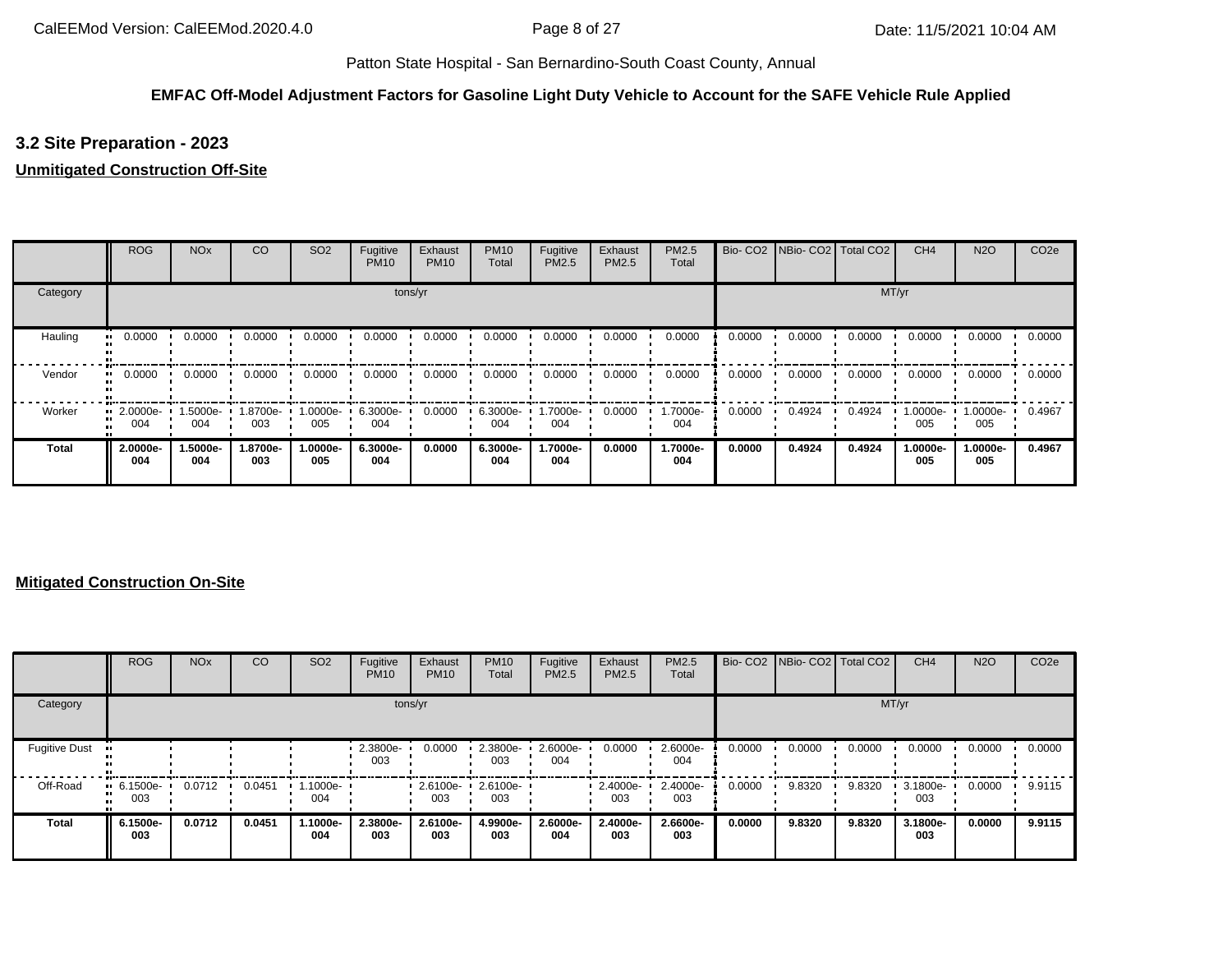Patton State Hospital - San Bernardino-South Coast County, Annual

**EMFAC Off-Model Adjustment Factors for Gasoline Light Duty Vehicle to Account for the SAFE Vehicle Rule Applied**

## 3.2 Site Preparation - 2023

**Unmitigated Construction Off-Site**

| | ROG | NOx | CO | SO2 | Fugitive PM10 | Exhaust PM10 | PM10 Total | Fugitive PM2.5 | Exhaust PM2.5 | PM2.5 Total | Bio- CO2 | NBio- CO2 | Total CO2 | CH4 | N2O | CO2e |
|---|---|---|---|---|---|---|---|---|---|---|---|---|---|---|---|---|
| Category | tons/yr | | | | | | | | | | MT/yr | | | | | |
| Hauling | 0.0000 | 0.0000 | 0.0000 | 0.0000 | 0.0000 | 0.0000 | 0.0000 | 0.0000 | 0.0000 | 0.0000 | 0.0000 | 0.0000 | 0.0000 | 0.0000 | 0.0000 | 0.0000 |
| Vendor | 0.0000 | 0.0000 | 0.0000 | 0.0000 | 0.0000 | 0.0000 | 0.0000 | 0.0000 | 0.0000 | 0.0000 | 0.0000 | 0.0000 | 0.0000 | 0.0000 | 0.0000 | 0.0000 |
| Worker | 2.0000e-004 | 1.5000e-004 | 1.8700e-003 | 1.0000e-005 | 6.3000e-004 | 0.0000 | 6.3000e-004 | 1.7000e-004 | 0.0000 | 1.7000e-004 | 0.0000 | 0.4924 | 0.4924 | 1.0000e-005 | 1.0000e-005 | 0.4967 |
| **Total** | **2.0000e-004** | **1.5000e-004** | **1.8700e-003** | **1.0000e-005** | **6.3000e-004** | **0.0000** | **6.3000e-004** | **1.7000e-004** | **0.0000** | **1.7000e-004** | **0.0000** | **0.4924** | **0.4924** | **1.0000e-005** | **1.0000e-005** | **0.4967** |

**Mitigated Construction On-Site**

| | ROG | NOx | CO | SO2 | Fugitive PM10 | Exhaust PM10 | PM10 Total | Fugitive PM2.5 | Exhaust PM2.5 | PM2.5 Total | Bio- CO2 | NBio- CO2 | Total CO2 | CH4 | N2O | CO2e |
|---|---|---|---|---|---|---|---|---|---|---|---|---|---|---|---|---|
| Category | tons/yr | | | | | | | | | | MT/yr | | | | | |
| Fugitive Dust | | | | | 2.3800e-003 | 0.0000 | 2.3800e-003 | 2.6000e-004 | 0.0000 | 2.6000e-004 | 0.0000 | 0.0000 | 0.0000 | 0.0000 | 0.0000 | 0.0000 |
| Off-Road | 6.1500e-003 | 0.0712 | 0.0451 | 1.1000e-004 | | 2.6100e-003 | 2.6100e-003 | | 2.4000e-003 | 2.4000e-003 | 0.0000 | 9.8320 | 9.8320 | 3.1800e-003 | 0.0000 | 9.9115 |
| **Total** | **6.1500e-003** | **0.0712** | **0.0451** | **1.1000e-004** | **2.3800e-003** | **2.6100e-003** | **4.9900e-003** | **2.6000e-004** | **2.4000e-003** | **2.6600e-003** | **0.0000** | **9.8320** | **9.8320** | **3.1800e-003** | **0.0000** | **9.9115** |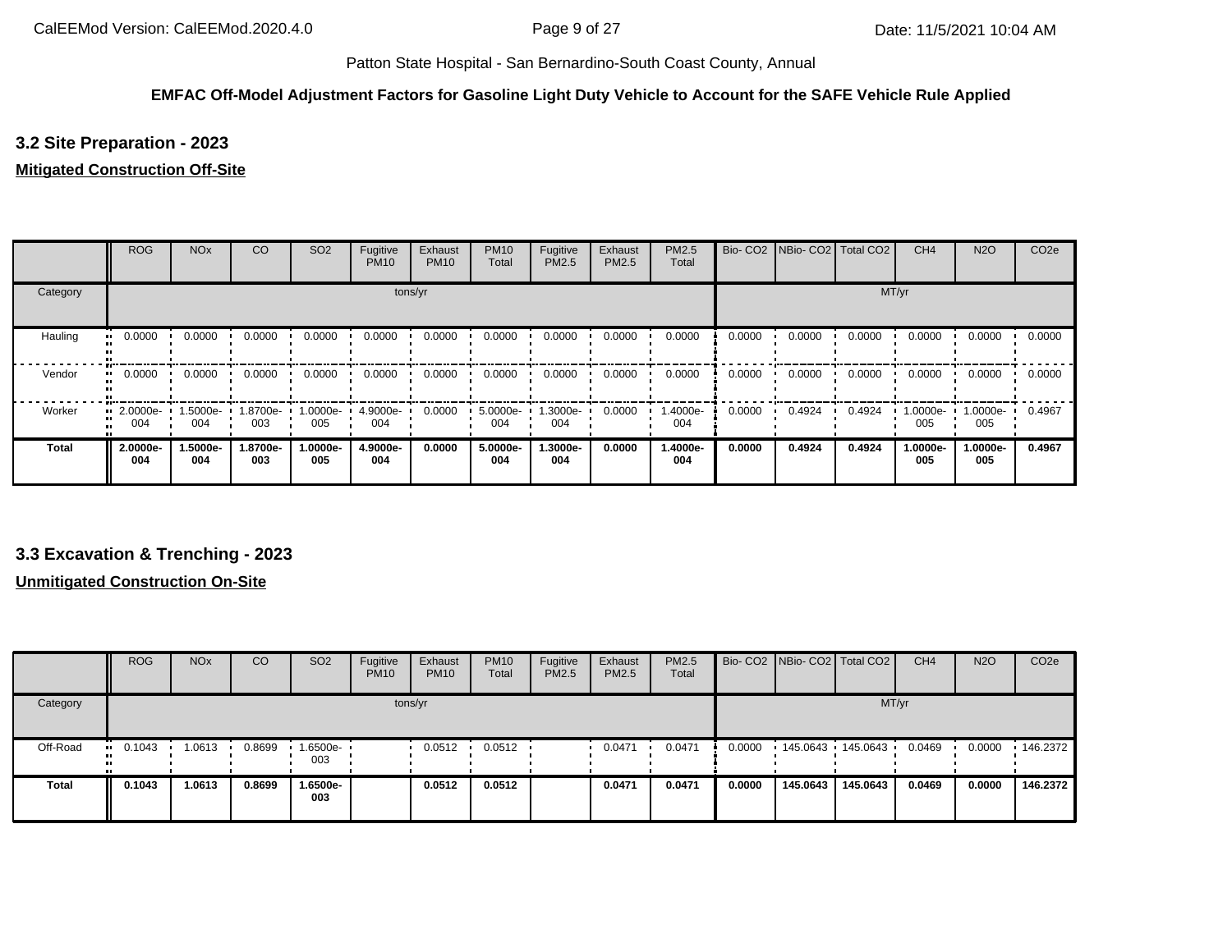Patton State Hospital - San Bernardino-South Coast County, Annual

**EMFAC Off-Model Adjustment Factors for Gasoline Light Duty Vehicle to Account for the SAFE Vehicle Rule Applied**

## 3.2 Site Preparation - 2023

**Mitigated Construction Off-Site**

| | ROG | NOx | CO | SO2 | Fugitive PM10 | Exhaust PM10 | PM10 Total | Fugitive PM2.5 | Exhaust PM2.5 | PM2.5 Total | Bio- CO2 | NBio- CO2 | Total CO2 | CH4 | N2O | CO2e |
|---|---|---|---|---|---|---|---|---|---|---|---|---|---|---|---|---|
| Category | tons/yr | | | | | | | | | | MT/yr | | | | | |
| Hauling | 0.0000 | 0.0000 | 0.0000 | 0.0000 | 0.0000 | 0.0000 | 0.0000 | 0.0000 | 0.0000 | 0.0000 | 0.0000 | 0.0000 | 0.0000 | 0.0000 | 0.0000 | 0.0000 |
| Vendor | 0.0000 | 0.0000 | 0.0000 | 0.0000 | 0.0000 | 0.0000 | 0.0000 | 0.0000 | 0.0000 | 0.0000 | 0.0000 | 0.0000 | 0.0000 | 0.0000 | 0.0000 | 0.0000 |
| Worker | 2.0000e-004 | 1.5000e-004 | 1.8700e-003 | 1.0000e-005 | 4.9000e-004 | 0.0000 | 5.0000e-004 | 1.3000e-004 | 0.0000 | 1.4000e-004 | 0.0000 | 0.4924 | 0.4924 | 1.0000e-005 | 1.0000e-005 | 0.4967 |
| **Total** | **2.0000e-004** | **1.5000e-004** | **1.8700e-003** | **1.0000e-005** | **4.9000e-004** | **0.0000** | **5.0000e-004** | **1.3000e-004** | **0.0000** | **1.4000e-004** | **0.0000** | **0.4924** | **0.4924** | **1.0000e-005** | **1.0000e-005** | **0.4967** |

## 3.3 Excavation & Trenching - 2023

**Unmitigated Construction On-Site**

| | ROG | NOx | CO | SO2 | Fugitive PM10 | Exhaust PM10 | PM10 Total | Fugitive PM2.5 | Exhaust PM2.5 | PM2.5 Total | Bio- CO2 | NBio- CO2 | Total CO2 | CH4 | N2O | CO2e |
|---|---|---|---|---|---|---|---|---|---|---|---|---|---|---|---|---|
| Category | tons/yr | | | | | | | | | | MT/yr | | | | | |
| Off-Road | 0.1043 | 1.0613 | 0.8699 | 1.6500e-003 | | 0.0512 | 0.0512 | | 0.0471 | 0.0471 | 0.0000 | 145.0643 | 145.0643 | 0.0469 | 0.0000 | 146.2372 |
| **Total** | **0.1043** | **1.0613** | **0.8699** | **1.6500e-003** | | **0.0512** | **0.0512** | | **0.0471** | **0.0471** | **0.0000** | **145.0643** | **145.0643** | **0.0469** | **0.0000** | **146.2372** |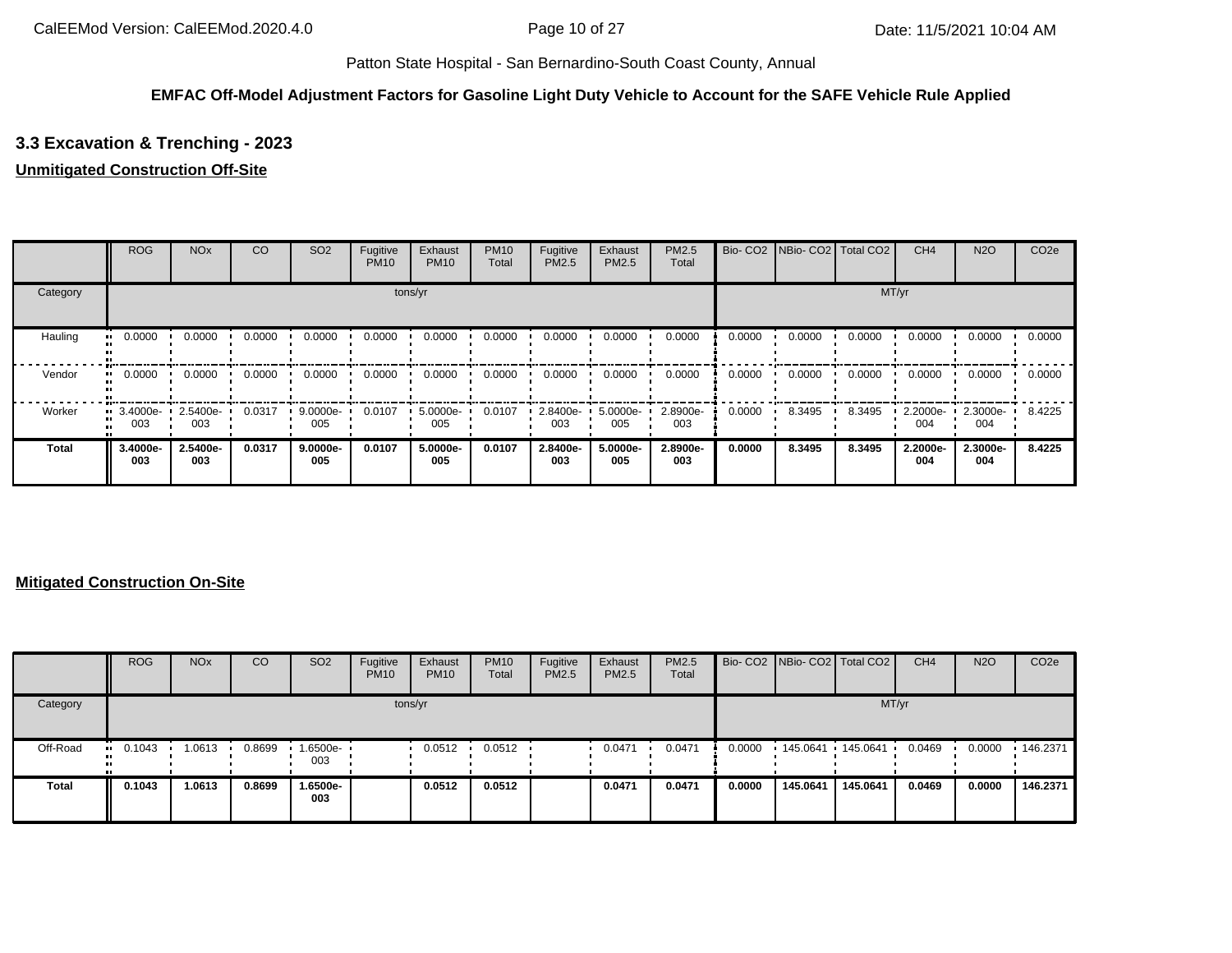Patton State Hospital - San Bernardino-South Coast County, Annual

**EMFAC Off-Model Adjustment Factors for Gasoline Light Duty Vehicle to Account for the SAFE Vehicle Rule Applied**

### 3.3 Excavation & Trenching - 2023

**Unmitigated Construction Off-Site**

| | ROG | NOx | CO | SO2 | Fugitive PM10 | Exhaust PM10 | PM10 Total | Fugitive PM2.5 | Exhaust PM2.5 | PM2.5 Total | Bio- CO2 | NBio- CO2 | Total CO2 | CH4 | N2O | CO2e |
|---|---|---|---|---|---|---|---|---|---|---|---|---|---|---|---|---|
| Category | tons/yr | | | | | | | | | | MT/yr | | | | | |
| Hauling | 0.0000 | 0.0000 | 0.0000 | 0.0000 | 0.0000 | 0.0000 | 0.0000 | 0.0000 | 0.0000 | 0.0000 | 0.0000 | 0.0000 | 0.0000 | 0.0000 | 0.0000 | 0.0000 |
| Vendor | 0.0000 | 0.0000 | 0.0000 | 0.0000 | 0.0000 | 0.0000 | 0.0000 | 0.0000 | 0.0000 | 0.0000 | 0.0000 | 0.0000 | 0.0000 | 0.0000 | 0.0000 | 0.0000 |
| Worker | 3.4000e-003 | 2.5400e-003 | 0.0317 | 9.0000e-005 | 0.0107 | 5.0000e-005 | 0.0107 | 2.8400e-003 | 5.0000e-005 | 2.8900e-003 | 0.0000 | 8.3495 | 8.3495 | 2.2000e-004 | 2.3000e-004 | 8.4225 |
| **Total** | **3.4000e-003** | **2.5400e-003** | **0.0317** | **9.0000e-005** | **0.0107** | **5.0000e-005** | **0.0107** | **2.8400e-003** | **5.0000e-005** | **2.8900e-003** | **0.0000** | **8.3495** | **8.3495** | **2.2000e-004** | **2.3000e-004** | **8.4225** |

**Mitigated Construction On-Site**

| | ROG | NOx | CO | SO2 | Fugitive PM10 | Exhaust PM10 | PM10 Total | Fugitive PM2.5 | Exhaust PM2.5 | PM2.5 Total | Bio- CO2 | NBio- CO2 | Total CO2 | CH4 | N2O | CO2e |
|---|---|---|---|---|---|---|---|---|---|---|---|---|---|---|---|---|
| Category | tons/yr | | | | | | | | | | MT/yr | | | | | |
| Off-Road | 0.1043 | 1.0613 | 0.8699 | 1.6500e-003 | | 0.0512 | 0.0512 | | 0.0471 | 0.0471 | 0.0000 | 145.0641 | 145.0641 | 0.0469 | 0.0000 | 146.2371 |
| **Total** | **0.1043** | **1.0613** | **0.8699** | **1.6500e-003** | | **0.0512** | **0.0512** | | **0.0471** | **0.0471** | **0.0000** | **145.0641** | **145.0641** | **0.0469** | **0.0000** | **146.2371** |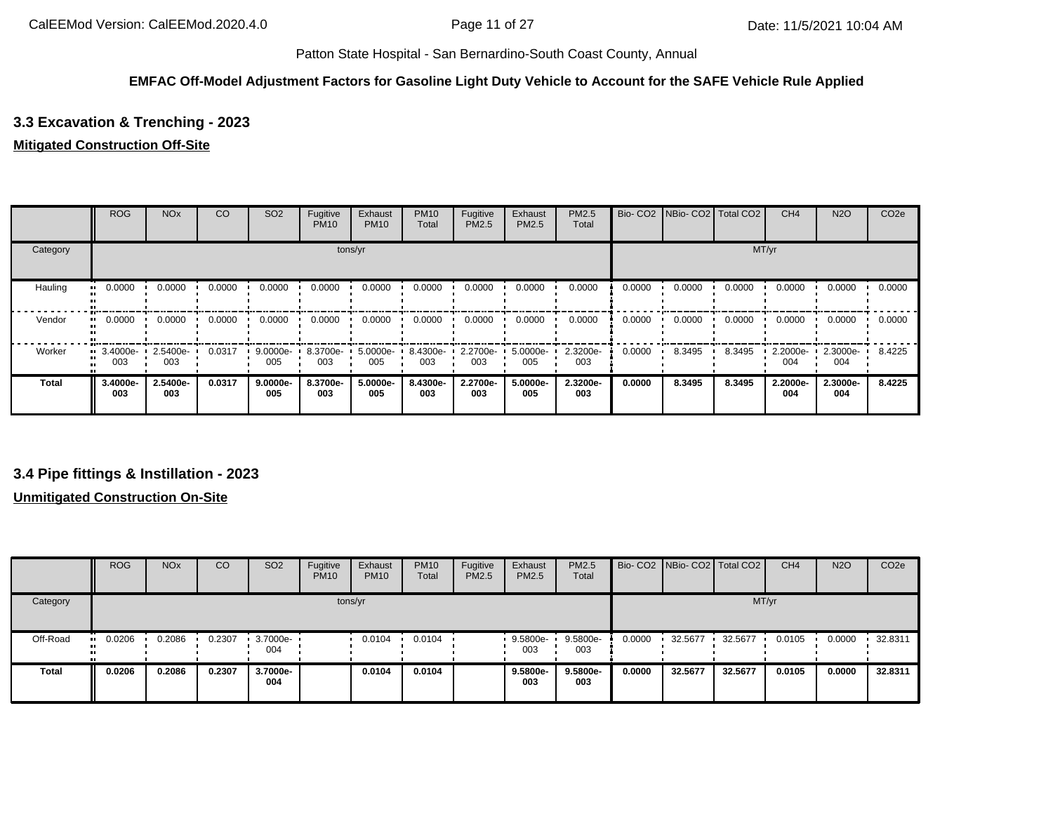Patton State Hospital - San Bernardino-South Coast County, Annual

**EMFAC Off-Model Adjustment Factors for Gasoline Light Duty Vehicle to Account for the SAFE Vehicle Rule Applied**

### 3.3 Excavation & Trenching - 2023

**Mitigated Construction Off-Site**

| | ROG | NOx | CO | SO2 | Fugitive PM10 | Exhaust PM10 | PM10 Total | Fugitive PM2.5 | Exhaust PM2.5 | PM2.5 Total | Bio- CO2 | NBio- CO2 | Total CO2 | CH4 | N2O | CO2e |
|---|---|---|---|---|---|---|---|---|---|---|---|---|---|---|---|---|
| Category | tons/yr | | | | | | | | | | MT/yr | | | | | |
| Hauling | 0.0000 | 0.0000 | 0.0000 | 0.0000 | 0.0000 | 0.0000 | 0.0000 | 0.0000 | 0.0000 | 0.0000 | 0.0000 | 0.0000 | 0.0000 | 0.0000 | 0.0000 | 0.0000 |
| Vendor | 0.0000 | 0.0000 | 0.0000 | 0.0000 | 0.0000 | 0.0000 | 0.0000 | 0.0000 | 0.0000 | 0.0000 | 0.0000 | 0.0000 | 0.0000 | 0.0000 | 0.0000 | 0.0000 |
| Worker | 3.4000e-003 | 2.5400e-003 | 0.0317 | 9.0000e-005 | 8.3700e-003 | 5.0000e-005 | 8.4300e-003 | 2.2700e-003 | 5.0000e-005 | 2.3200e-003 | 0.0000 | 8.3495 | 8.3495 | 2.2000e-004 | 2.3000e-004 | 8.4225 |
| **Total** | **3.4000e-003** | **2.5400e-003** | **0.0317** | **9.0000e-005** | **8.3700e-003** | **5.0000e-005** | **8.4300e-003** | **2.2700e-003** | **5.0000e-005** | **2.3200e-003** | **0.0000** | **8.3495** | **8.3495** | **2.2000e-004** | **2.3000e-004** | **8.4225** |

### 3.4 Pipe fittings & Instillation - 2023

**Unmitigated Construction On-Site**

| | ROG | NOx | CO | SO2 | Fugitive PM10 | Exhaust PM10 | PM10 Total | Fugitive PM2.5 | Exhaust PM2.5 | PM2.5 Total | Bio- CO2 | NBio- CO2 | Total CO2 | CH4 | N2O | CO2e |
|---|---|---|---|---|---|---|---|---|---|---|---|---|---|---|---|---|
| Category | tons/yr | | | | | | | | | | MT/yr | | | | | |
| Off-Road | 0.0206 | 0.2086 | 0.2307 | 3.7000e-004 | | 0.0104 | 0.0104 | | 9.5800e-003 | 9.5800e-003 | 0.0000 | 32.5677 | 32.5677 | 0.0105 | 0.0000 | 32.8311 |
| **Total** | **0.0206** | **0.2086** | **0.2307** | **3.7000e-004** | | **0.0104** | **0.0104** | | **9.5800e-003** | **9.5800e-003** | **0.0000** | **32.5677** | **32.5677** | **0.0105** | **0.0000** | **32.8311** |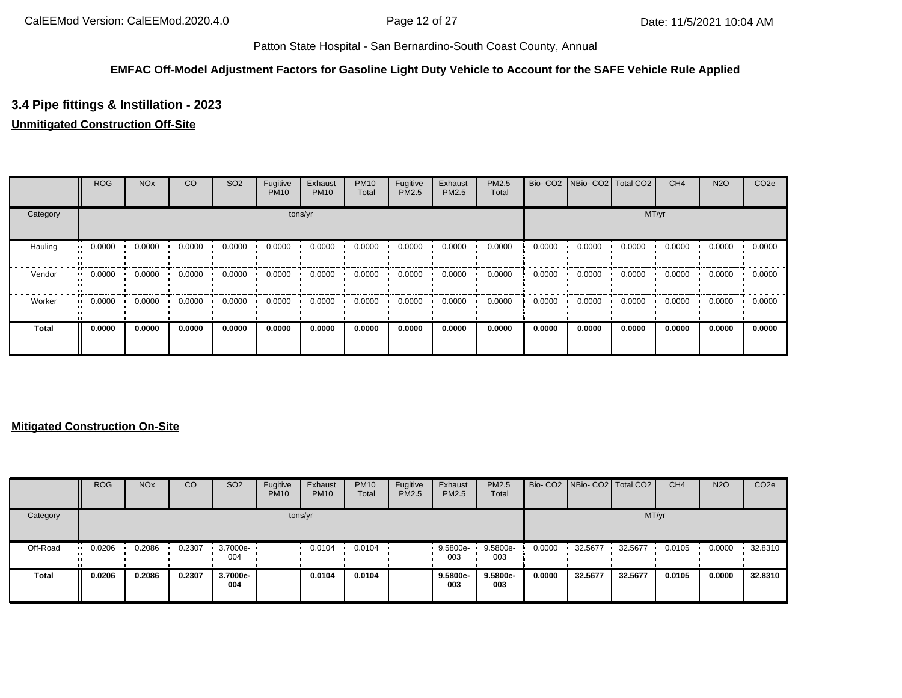Patton State Hospital - San Bernardino-South Coast County, Annual

**EMFAC Off-Model Adjustment Factors for Gasoline Light Duty Vehicle to Account for the SAFE Vehicle Rule Applied**

### 3.4 Pipe fittings & Instillation - 2023

**Unmitigated Construction Off-Site**

| | ROG | NOx | CO | SO2 | Fugitive PM10 | Exhaust PM10 | PM10 Total | Fugitive PM2.5 | Exhaust PM2.5 | PM2.5 Total | Bio- CO2 | NBio- CO2 | Total CO2 | CH4 | N2O | CO2e |
|---|---|---|---|---|---|---|---|---|---|---|---|---|---|---|---|---|
| Category | tons/yr | | | | | | | | | | MT/yr | | | | | |
| Hauling | 0.0000 | 0.0000 | 0.0000 | 0.0000 | 0.0000 | 0.0000 | 0.0000 | 0.0000 | 0.0000 | 0.0000 | 0.0000 | 0.0000 | 0.0000 | 0.0000 | 0.0000 | 0.0000 |
| Vendor | 0.0000 | 0.0000 | 0.0000 | 0.0000 | 0.0000 | 0.0000 | 0.0000 | 0.0000 | 0.0000 | 0.0000 | 0.0000 | 0.0000 | 0.0000 | 0.0000 | 0.0000 | 0.0000 |
| Worker | 0.0000 | 0.0000 | 0.0000 | 0.0000 | 0.0000 | 0.0000 | 0.0000 | 0.0000 | 0.0000 | 0.0000 | 0.0000 | 0.0000 | 0.0000 | 0.0000 | 0.0000 | 0.0000 |
| **Total** | **0.0000** | **0.0000** | **0.0000** | **0.0000** | **0.0000** | **0.0000** | **0.0000** | **0.0000** | **0.0000** | **0.0000** | **0.0000** | **0.0000** | **0.0000** | **0.0000** | **0.0000** | **0.0000** |

**Mitigated Construction On-Site**

| | ROG | NOx | CO | SO2 | Fugitive PM10 | Exhaust PM10 | PM10 Total | Fugitive PM2.5 | Exhaust PM2.5 | PM2.5 Total | Bio- CO2 | NBio- CO2 | Total CO2 | CH4 | N2O | CO2e |
|---|---|---|---|---|---|---|---|---|---|---|---|---|---|---|---|---|
| Category | tons/yr | | | | | | | | | | MT/yr | | | | | |
| Off-Road | 0.0206 | 0.2086 | 0.2307 | 3.7000e-004 | | 0.0104 | 0.0104 | | 9.5800e-003 | 9.5800e-003 | 0.0000 | 32.5677 | 32.5677 | 0.0105 | 0.0000 | 32.8310 |
| **Total** | **0.0206** | **0.2086** | **0.2307** | **3.7000e-004** | | **0.0104** | **0.0104** | | **9.5800e-003** | **9.5800e-003** | **0.0000** | **32.5677** | **32.5677** | **0.0105** | **0.0000** | **32.8310** |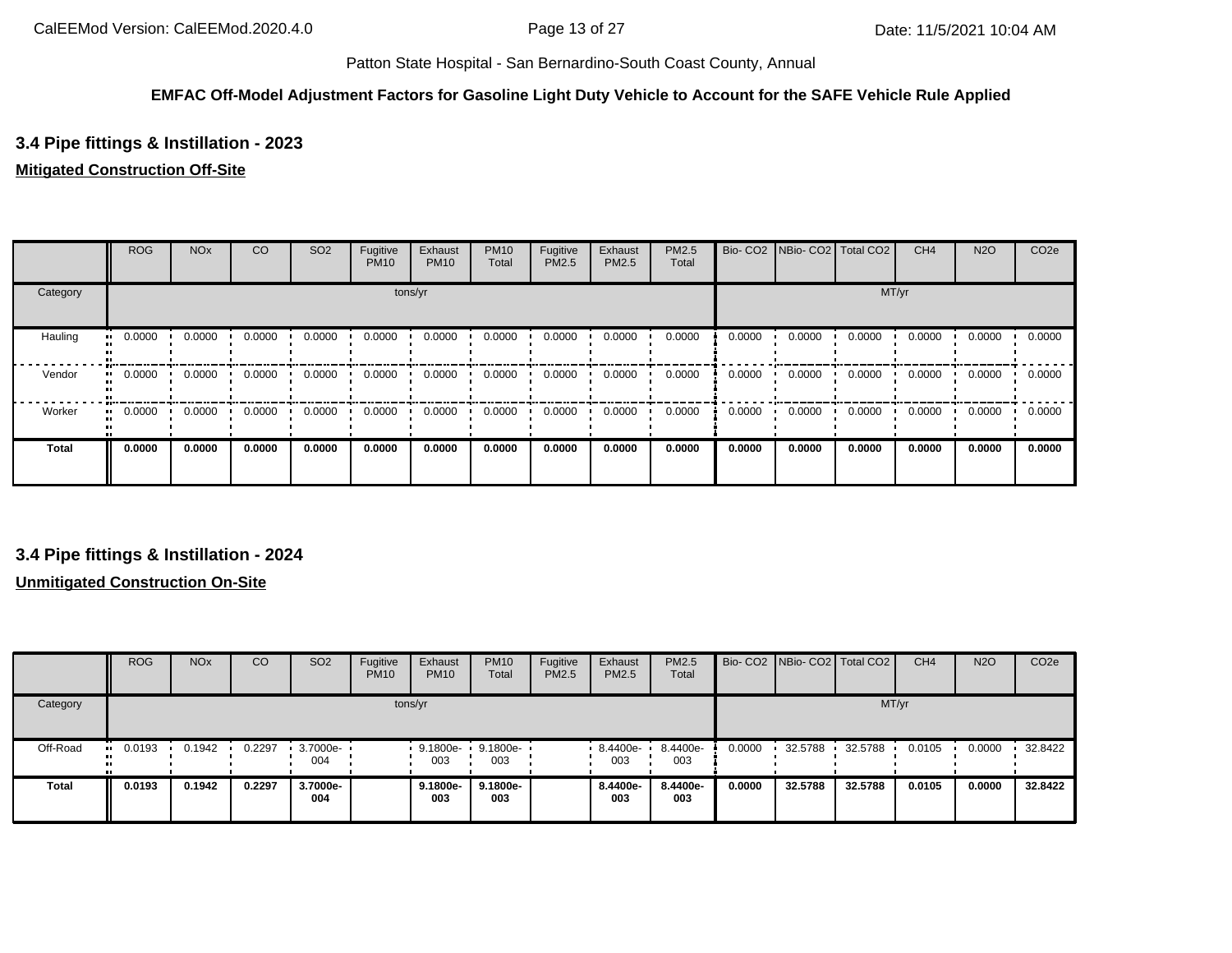**EMFAC Off-Model Adjustment Factors for Gasoline Light Duty Vehicle to Account for the SAFE Vehicle Rule Applied**

### 3.4 Pipe fittings & Instillation - 2023

**Mitigated Construction Off-Site**

| | ROG | NOx | CO | SO2 | Fugitive PM10 | Exhaust PM10 | PM10 Total | Fugitive PM2.5 | Exhaust PM2.5 | PM2.5 Total | Bio- CO2 | NBio- CO2 | Total CO2 | CH4 | N2O | CO2e |
|---|---|---|---|---|---|---|---|---|---|---|---|---|---|---|---|---|
| Category | tons/yr | | | | | | | | | | MT/yr | | | | | |
| Hauling | 0.0000 | 0.0000 | 0.0000 | 0.0000 | 0.0000 | 0.0000 | 0.0000 | 0.0000 | 0.0000 | 0.0000 | 0.0000 | 0.0000 | 0.0000 | 0.0000 | 0.0000 | 0.0000 |
| Vendor | 0.0000 | 0.0000 | 0.0000 | 0.0000 | 0.0000 | 0.0000 | 0.0000 | 0.0000 | 0.0000 | 0.0000 | 0.0000 | 0.0000 | 0.0000 | 0.0000 | 0.0000 | 0.0000 |
| Worker | 0.0000 | 0.0000 | 0.0000 | 0.0000 | 0.0000 | 0.0000 | 0.0000 | 0.0000 | 0.0000 | 0.0000 | 0.0000 | 0.0000 | 0.0000 | 0.0000 | 0.0000 | 0.0000 |
| **Total** | **0.0000** | **0.0000** | **0.0000** | **0.0000** | **0.0000** | **0.0000** | **0.0000** | **0.0000** | **0.0000** | **0.0000** | **0.0000** | **0.0000** | **0.0000** | **0.0000** | **0.0000** | **0.0000** |

### 3.4 Pipe fittings & Instillation - 2024

**Unmitigated Construction On-Site**

| | ROG | NOx | CO | SO2 | Fugitive PM10 | Exhaust PM10 | PM10 Total | Fugitive PM2.5 | Exhaust PM2.5 | PM2.5 Total | Bio- CO2 | NBio- CO2 | Total CO2 | CH4 | N2O | CO2e |
|---|---|---|---|---|---|---|---|---|---|---|---|---|---|---|---|---|
| Category | tons/yr | | | | | | | | | | MT/yr | | | | | |
| Off-Road | 0.0193 | 0.1942 | 0.2297 | 3.7000e-004 | | 9.1800e-003 | 9.1800e-003 | | 8.4400e-003 | 8.4400e-003 | 0.0000 | 32.5788 | 32.5788 | 0.0105 | 0.0000 | 32.8422 |
| **Total** | **0.0193** | **0.1942** | **0.2297** | **3.7000e-004** | | **9.1800e-003** | **9.1800e-003** | | **8.4400e-003** | **8.4400e-003** | **0.0000** | **32.5788** | **32.5788** | **0.0105** | **0.0000** | **32.8422** |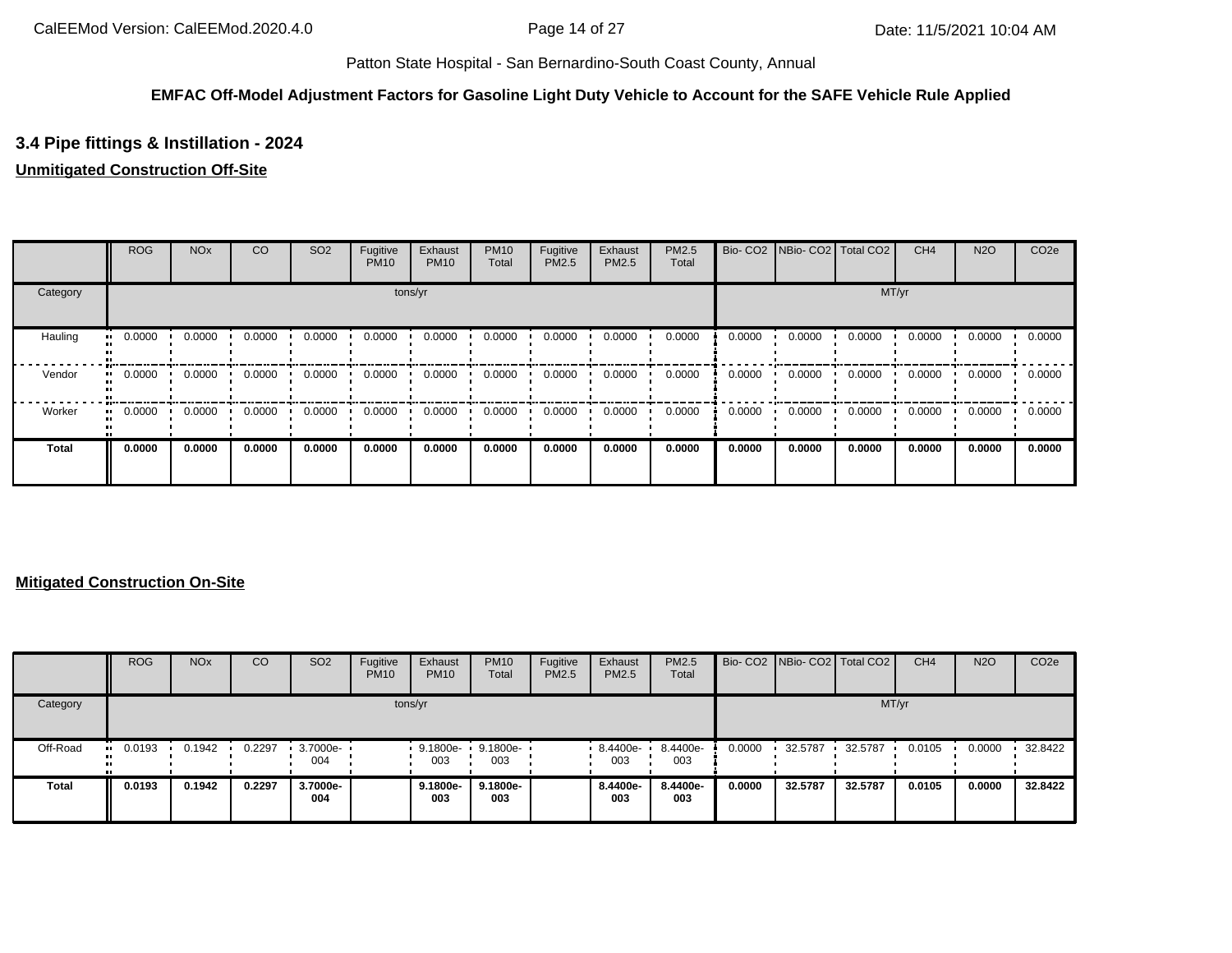Patton State Hospital - San Bernardino-South Coast County, Annual

**EMFAC Off-Model Adjustment Factors for Gasoline Light Duty Vehicle to Account for the SAFE Vehicle Rule Applied**

## 3.4 Pipe fittings & Instillation - 2024

**Unmitigated Construction Off-Site**

| | ROG | NOx | CO | SO2 | Fugitive PM10 | Exhaust PM10 | PM10 Total | Fugitive PM2.5 | Exhaust PM2.5 | PM2.5 Total | Bio- CO2 | NBio- CO2 | Total CO2 | CH4 | N2O | CO2e |
|---|---|---|---|---|---|---|---|---|---|---|---|---|---|---|---|---|
| Category | tons/yr | | | | | | | | | | MT/yr | | | | | |
| Hauling | 0.0000 | 0.0000 | 0.0000 | 0.0000 | 0.0000 | 0.0000 | 0.0000 | 0.0000 | 0.0000 | 0.0000 | 0.0000 | 0.0000 | 0.0000 | 0.0000 | 0.0000 | 0.0000 |
| Vendor | 0.0000 | 0.0000 | 0.0000 | 0.0000 | 0.0000 | 0.0000 | 0.0000 | 0.0000 | 0.0000 | 0.0000 | 0.0000 | 0.0000 | 0.0000 | 0.0000 | 0.0000 | 0.0000 |
| Worker | 0.0000 | 0.0000 | 0.0000 | 0.0000 | 0.0000 | 0.0000 | 0.0000 | 0.0000 | 0.0000 | 0.0000 | 0.0000 | 0.0000 | 0.0000 | 0.0000 | 0.0000 | 0.0000 |
| **Total** | **0.0000** | **0.0000** | **0.0000** | **0.0000** | **0.0000** | **0.0000** | **0.0000** | **0.0000** | **0.0000** | **0.0000** | **0.0000** | **0.0000** | **0.0000** | **0.0000** | **0.0000** | **0.0000** |

**Mitigated Construction On-Site**

| | ROG | NOx | CO | SO2 | Fugitive PM10 | Exhaust PM10 | PM10 Total | Fugitive PM2.5 | Exhaust PM2.5 | PM2.5 Total | Bio- CO2 | NBio- CO2 | Total CO2 | CH4 | N2O | CO2e |
|---|---|---|---|---|---|---|---|---|---|---|---|---|---|---|---|---|
| Category | tons/yr | | | | | | | | | | MT/yr | | | | | |
| Off-Road | 0.0193 | 0.1942 | 0.2297 | 3.7000e-004 | | 9.1800e-003 | 9.1800e-003 | | 8.4400e-003 | 8.4400e-003 | 0.0000 | 32.5787 | 32.5787 | 0.0105 | 0.0000 | 32.8422 |
| **Total** | **0.0193** | **0.1942** | **0.2297** | **3.7000e-004** | | **9.1800e-003** | **9.1800e-003** | | **8.4400e-003** | **8.4400e-003** | **0.0000** | **32.5787** | **32.5787** | **0.0105** | **0.0000** | **32.8422** |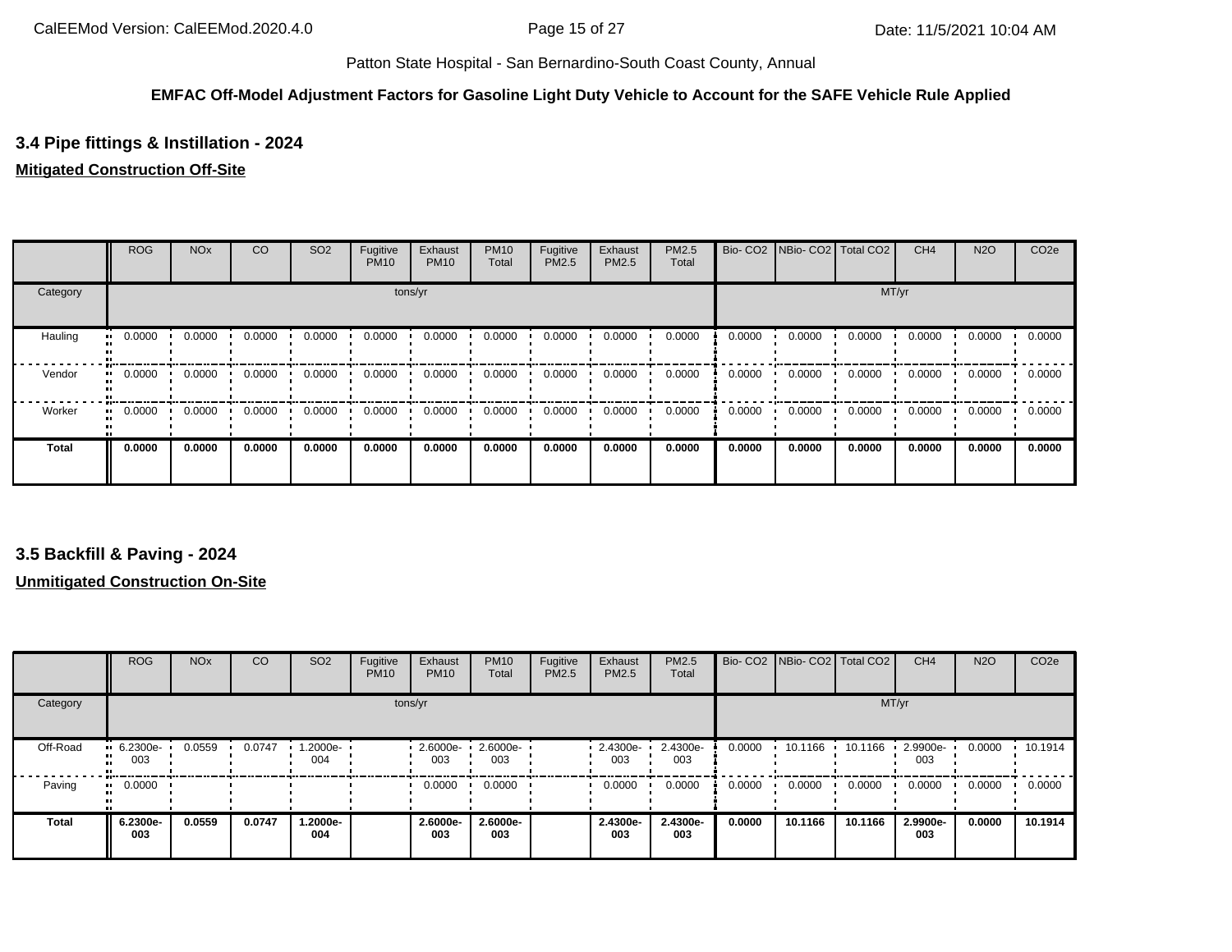Patton State Hospital - San Bernardino-South Coast County, Annual

**EMFAC Off-Model Adjustment Factors for Gasoline Light Duty Vehicle to Account for the SAFE Vehicle Rule Applied**

### 3.4 Pipe fittings & Instillation - 2024

**Mitigated Construction Off-Site**

| | ROG | NOx | CO | SO2 | Fugitive PM10 | Exhaust PM10 | PM10 Total | Fugitive PM2.5 | Exhaust PM2.5 | PM2.5 Total | Bio- CO2 | NBio- CO2 | Total CO2 | CH4 | N2O | CO2e |
|---|---|---|---|---|---|---|---|---|---|---|---|---|---|---|---|---|
| Category | tons/yr | | | | | | | | | | MT/yr | | | | | |
| Hauling | 0.0000 | 0.0000 | 0.0000 | 0.0000 | 0.0000 | 0.0000 | 0.0000 | 0.0000 | 0.0000 | 0.0000 | 0.0000 | 0.0000 | 0.0000 | 0.0000 | 0.0000 | 0.0000 |
| Vendor | 0.0000 | 0.0000 | 0.0000 | 0.0000 | 0.0000 | 0.0000 | 0.0000 | 0.0000 | 0.0000 | 0.0000 | 0.0000 | 0.0000 | 0.0000 | 0.0000 | 0.0000 | 0.0000 |
| Worker | 0.0000 | 0.0000 | 0.0000 | 0.0000 | 0.0000 | 0.0000 | 0.0000 | 0.0000 | 0.0000 | 0.0000 | 0.0000 | 0.0000 | 0.0000 | 0.0000 | 0.0000 | 0.0000 |
| **Total** | **0.0000** | **0.0000** | **0.0000** | **0.0000** | **0.0000** | **0.0000** | **0.0000** | **0.0000** | **0.0000** | **0.0000** | **0.0000** | **0.0000** | **0.0000** | **0.0000** | **0.0000** | **0.0000** |

### 3.5 Backfill & Paving - 2024

**Unmitigated Construction On-Site**

| | ROG | NOx | CO | SO2 | Fugitive PM10 | Exhaust PM10 | PM10 Total | Fugitive PM2.5 | Exhaust PM2.5 | PM2.5 Total | Bio- CO2 | NBio- CO2 | Total CO2 | CH4 | N2O | CO2e |
|---|---|---|---|---|---|---|---|---|---|---|---|---|---|---|---|---|
| Category | tons/yr | | | | | | | | | | MT/yr | | | | | |
| Off-Road | 6.2300e-003 | 0.0559 | 0.0747 | 1.2000e-004 | | 2.6000e-003 | 2.6000e-003 | | 2.4300e-003 | 2.4300e-003 | 0.0000 | 10.1166 | 10.1166 | 2.9900e-003 | 0.0000 | 10.1914 |
| Paving | 0.0000 | | | | | 0.0000 | 0.0000 | | 0.0000 | 0.0000 | 0.0000 | 0.0000 | 0.0000 | 0.0000 | 0.0000 | 0.0000 |
| **Total** | **6.2300e-003** | **0.0559** | **0.0747** | **1.2000e-004** | | **2.6000e-003** | **2.6000e-003** | | **2.4300e-003** | **2.4300e-003** | **0.0000** | **10.1166** | **10.1166** | **2.9900e-003** | **0.0000** | **10.1914** |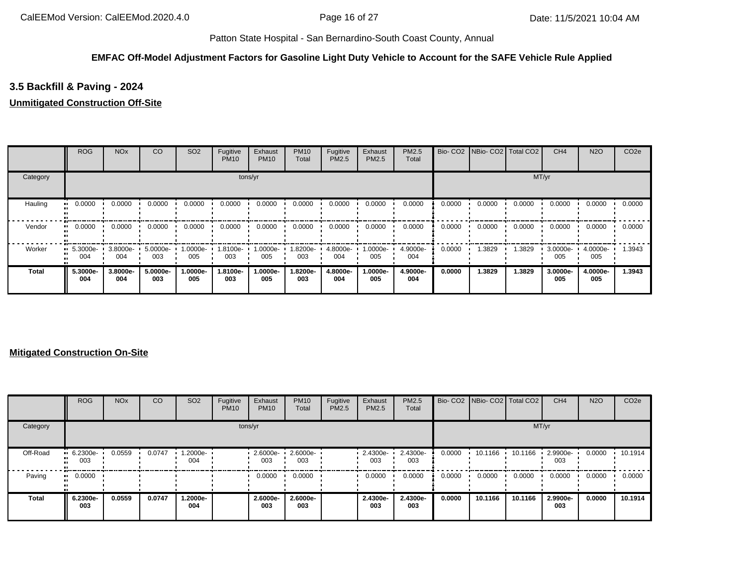Patton State Hospital - San Bernardino-South Coast County, Annual

**EMFAC Off-Model Adjustment Factors for Gasoline Light Duty Vehicle to Account for the SAFE Vehicle Rule Applied**

### 3.5 Backfill & Paving - 2024

**Unmitigated Construction Off-Site**

| | ROG | NOx | CO | SO2 | Fugitive PM10 | Exhaust PM10 | PM10 Total | Fugitive PM2.5 | Exhaust PM2.5 | PM2.5 Total | Bio- CO2 | NBio- CO2 | Total CO2 | CH4 | N2O | CO2e |
|---|---|---|---|---|---|---|---|---|---|---|---|---|---|---|---|---|
| Category | tons/yr | | | | | | | | | | MT/yr | | | | | |
| Hauling | 0.0000 | 0.0000 | 0.0000 | 0.0000 | 0.0000 | 0.0000 | 0.0000 | 0.0000 | 0.0000 | 0.0000 | 0.0000 | 0.0000 | 0.0000 | 0.0000 | 0.0000 | 0.0000 |
| Vendor | 0.0000 | 0.0000 | 0.0000 | 0.0000 | 0.0000 | 0.0000 | 0.0000 | 0.0000 | 0.0000 | 0.0000 | 0.0000 | 0.0000 | 0.0000 | 0.0000 | 0.0000 | 0.0000 |
| Worker | 5.3000e-004 | 3.8000e-004 | 5.0000e-003 | 1.0000e-005 | 1.8100e-003 | 1.0000e-005 | 1.8200e-003 | 4.8000e-004 | 1.0000e-005 | 4.9000e-004 | 0.0000 | 1.3829 | 1.3829 | 3.0000e-005 | 4.0000e-005 | 1.3943 |
| **Total** | **5.3000e-004** | **3.8000e-004** | **5.0000e-003** | **1.0000e-005** | **1.8100e-003** | **1.0000e-005** | **1.8200e-003** | **4.8000e-004** | **1.0000e-005** | **4.9000e-004** | **0.0000** | **1.3829** | **1.3829** | **3.0000e-005** | **4.0000e-005** | **1.3943** |

**Mitigated Construction On-Site**

| | ROG | NOx | CO | SO2 | Fugitive PM10 | Exhaust PM10 | PM10 Total | Fugitive PM2.5 | Exhaust PM2.5 | PM2.5 Total | Bio- CO2 | NBio- CO2 | Total CO2 | CH4 | N2O | CO2e |
|---|---|---|---|---|---|---|---|---|---|---|---|---|---|---|---|---|
| Category | tons/yr | | | | | | | | | | MT/yr | | | | | |
| Off-Road | 6.2300e-003 | 0.0559 | 0.0747 | 1.2000e-004 | | 2.6000e-003 | 2.6000e-003 | | 2.4300e-003 | 2.4300e-003 | 0.0000 | 10.1166 | 10.1166 | 2.9900e-003 | 0.0000 | 10.1914 |
| Paving | 0.0000 | | | | | 0.0000 | 0.0000 | | 0.0000 | 0.0000 | 0.0000 | 0.0000 | 0.0000 | 0.0000 | 0.0000 | 0.0000 |
| **Total** | **6.2300e-003** | **0.0559** | **0.0747** | **1.2000e-004** | | **2.6000e-003** | **2.6000e-003** | | **2.4300e-003** | **2.4300e-003** | **0.0000** | **10.1166** | **10.1166** | **2.9900e-003** | **0.0000** | **10.1914** |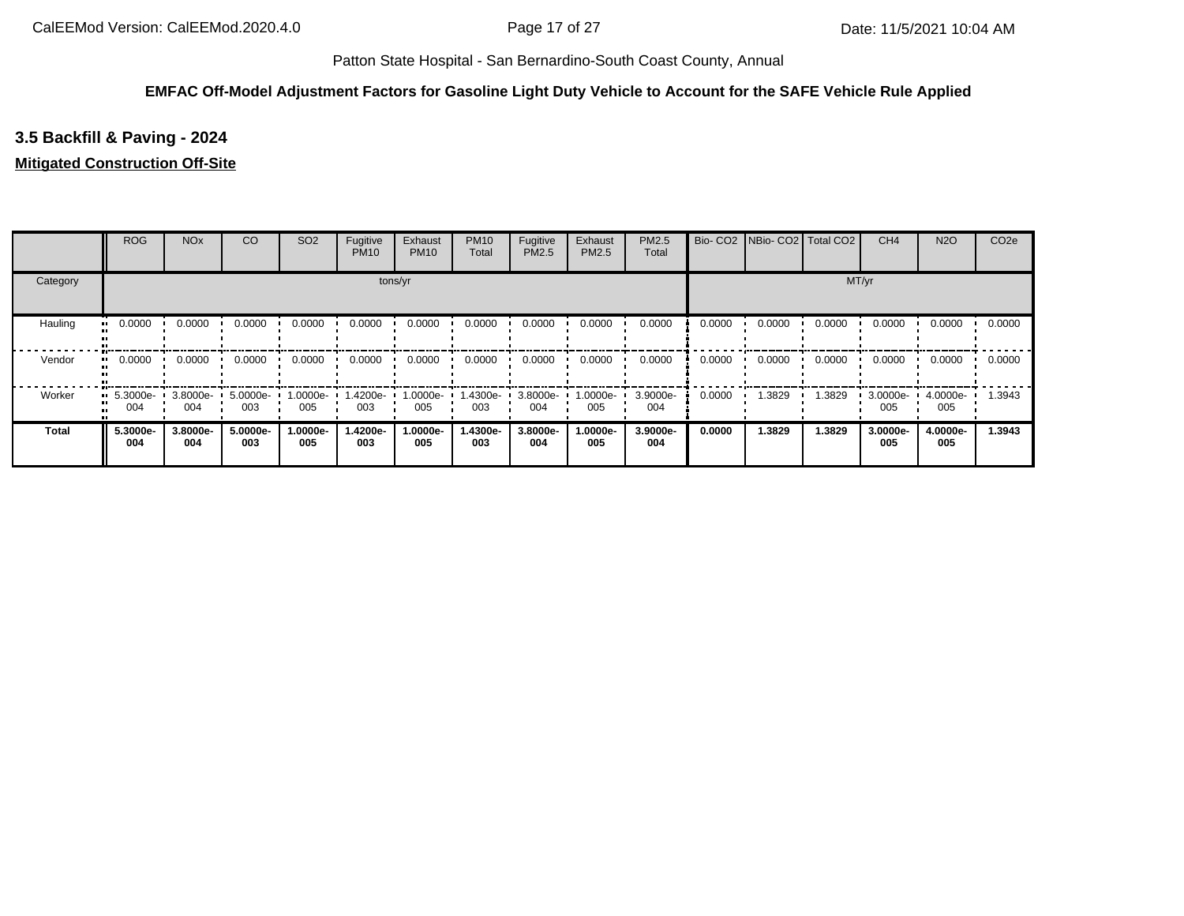Patton State Hospital - San Bernardino-South Coast County, Annual

**EMFAC Off-Model Adjustment Factors for Gasoline Light Duty Vehicle to Account for the SAFE Vehicle Rule Applied**

### 3.5 Backfill & Paving - 2024

**Mitigated Construction Off-Site**

| | ROG | NOx | CO | SO2 | Fugitive PM10 | Exhaust PM10 | PM10 Total | Fugitive PM2.5 | Exhaust PM2.5 | PM2.5 Total | Bio- CO2 | NBio- CO2 | Total CO2 | CH4 | N2O | CO2e |
|---|---|---|---|---|---|---|---|---|---|---|---|---|---|---|---|---|
| Category | tons/yr | | | | | | | | | | MT/yr | | | | | |
| Hauling | 0.0000 | 0.0000 | 0.0000 | 0.0000 | 0.0000 | 0.0000 | 0.0000 | 0.0000 | 0.0000 | 0.0000 | 0.0000 | 0.0000 | 0.0000 | 0.0000 | 0.0000 | 0.0000 |
| Vendor | 0.0000 | 0.0000 | 0.0000 | 0.0000 | 0.0000 | 0.0000 | 0.0000 | 0.0000 | 0.0000 | 0.0000 | 0.0000 | 0.0000 | 0.0000 | 0.0000 | 0.0000 | 0.0000 |
| Worker | 5.3000e-004 | 3.8000e-004 | 5.0000e-003 | 1.0000e-005 | 1.4200e-003 | 1.0000e-005 | 1.4300e-003 | 3.8000e-004 | 1.0000e-005 | 3.9000e-004 | 0.0000 | 1.3829 | 1.3829 | 3.0000e-005 | 4.0000e-005 | 1.3943 |
| **Total** | **5.3000e-004** | **3.8000e-004** | **5.0000e-003** | **1.0000e-005** | **1.4200e-003** | **1.0000e-005** | **1.4300e-003** | **3.8000e-004** | **1.0000e-005** | **3.9000e-004** | **0.0000** | **1.3829** | **1.3829** | **3.0000e-005** | **4.0000e-005** | **1.3943** |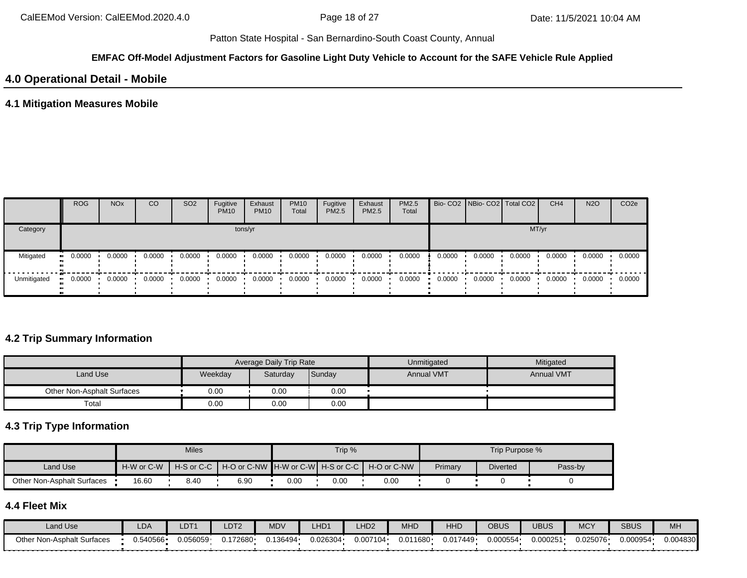## 4.0 Operational Detail - Mobile

### 4.1 Mitigation Measures Mobile

| | ROG | NOx | CO | SO2 | Fugitive PM10 | Exhaust PM10 | PM10 Total | Fugitive PM2.5 | Exhaust PM2.5 | PM2.5 Total | Bio- CO2 | NBio- CO2 | Total CO2 | CH4 | N2O | CO2e |
|---|---|---|---|---|---|---|---|---|---|---|---|---|---|---|---|---|
| Category | tons/yr | | | | | | | | | | MT/yr | | | | | |
| Mitigated | 0.0000 | 0.0000 | 0.0000 | 0.0000 | 0.0000 | 0.0000 | 0.0000 | 0.0000 | 0.0000 | 0.0000 | 0.0000 | 0.0000 | 0.0000 | 0.0000 | 0.0000 | 0.0000 |
| Unmitigated | 0.0000 | 0.0000 | 0.0000 | 0.0000 | 0.0000 | 0.0000 | 0.0000 | 0.0000 | 0.0000 | 0.0000 | 0.0000 | 0.0000 | 0.0000 | 0.0000 | 0.0000 | 0.0000 |

### 4.2 Trip Summary Information

| | Average Daily Trip Rate | | | Unmitigated | Mitigated |
|---|---|---|---|---|---|
| Land Use | Weekday | Saturday | Sunday | Annual VMT | Annual VMT |
| Other Non-Asphalt Surfaces | 0.00 | 0.00 | 0.00 | | |
| Total | 0.00 | 0.00 | 0.00 | | |

### 4.3 Trip Type Information

| | Miles | | | Trip % | | | Trip Purpose % | | |
|---|---|---|---|---|---|---|---|---|---|
| Land Use | H-W or C-W | H-S or C-C | H-O or C-NW | H-W or C-W | H-S or C-C | H-O or C-NW | Primary | Diverted | Pass-by |
| Other Non-Asphalt Surfaces | 16.60 | 8.40 | 6.90 | 0.00 | 0.00 | 0.00 | 0 | 0 | 0 |

### 4.4 Fleet Mix

| Land Use | LDA | LDT1 | LDT2 | MDV | LHD1 | LHD2 | MHD | HHD | OBUS | UBUS | MCY | SBUS | MH |
|---|---|---|---|---|---|---|---|---|---|---|---|---|---|
| Other Non-Asphalt Surfaces | 0.540566 | 0.056059 | 0.172680 | 0.136494 | 0.026304 | 0.007104 | 0.011680 | 0.017449 | 0.000554 | 0.000251 | 0.025076 | 0.000954 | 0.004830 |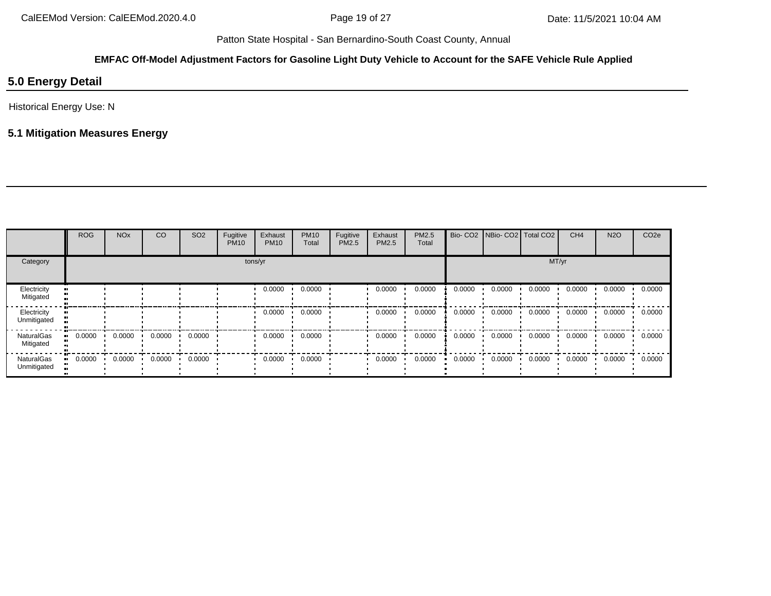Patton State Hospital - San Bernardino-South Coast County, Annual

**EMFAC Off-Model Adjustment Factors for Gasoline Light Duty Vehicle to Account for the SAFE Vehicle Rule Applied**

## 5.0 Energy Detail

Historical Energy Use: N

### 5.1 Mitigation Measures Energy

| | ROG | NOx | CO | SO2 | Fugitive PM10 | Exhaust PM10 | PM10 Total | Fugitive PM2.5 | Exhaust PM2.5 | PM2.5 Total | Bio- CO2 | NBio- CO2 | Total CO2 | CH4 | N2O | CO2e |
|---|---|---|---|---|---|---|---|---|---|---|---|---|---|---|---|---|
| Category | tons/yr | | | | | | | | | | MT/yr | | | | | |
| Electricity Mitigated | | | | | | 0.0000 | 0.0000 | | 0.0000 | 0.0000 | 0.0000 | 0.0000 | 0.0000 | 0.0000 | 0.0000 | 0.0000 |
| Electricity Unmitigated | | | | | | 0.0000 | 0.0000 | | 0.0000 | 0.0000 | 0.0000 | 0.0000 | 0.0000 | 0.0000 | 0.0000 | 0.0000 |
| NaturalGas Mitigated | 0.0000 | 0.0000 | 0.0000 | 0.0000 | | 0.0000 | 0.0000 | | 0.0000 | 0.0000 | 0.0000 | 0.0000 | 0.0000 | 0.0000 | 0.0000 | 0.0000 |
| NaturalGas Unmitigated | 0.0000 | 0.0000 | 0.0000 | 0.0000 | | 0.0000 | 0.0000 | | 0.0000 | 0.0000 | 0.0000 | 0.0000 | 0.0000 | 0.0000 | 0.0000 | 0.0000 |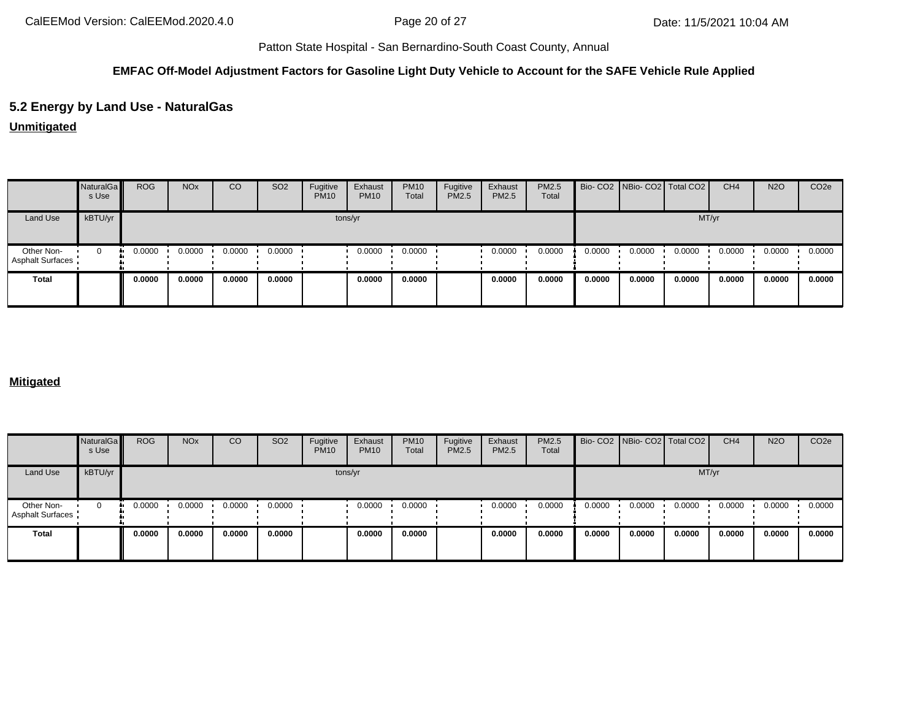Patton State Hospital - San Bernardino-South Coast County, Annual

**EMFAC Off-Model Adjustment Factors for Gasoline Light Duty Vehicle to Account for the SAFE Vehicle Rule Applied**

## 5.2 Energy by Land Use - NaturalGas

**Unmitigated**

| | NaturalGas Use | ROG | NOx | CO | SO2 | Fugitive PM10 | Exhaust PM10 | PM10 Total | Fugitive PM2.5 | Exhaust PM2.5 | PM2.5 Total | Bio- CO2 | NBio- CO2 | Total CO2 | CH4 | N2O | CO2e |
|---|---|---|---|---|---|---|---|---|---|---|---|---|---|---|---|---|---|
| Land Use | kBTU/yr | tons/yr | | | | | | | | | | MT/yr | | | | | |
| Other Non-Asphalt Surfaces | 0 | 0.0000 | 0.0000 | 0.0000 | 0.0000 | | 0.0000 | 0.0000 | | 0.0000 | 0.0000 | 0.0000 | 0.0000 | 0.0000 | 0.0000 | 0.0000 | 0.0000 |
| **Total** | | **0.0000** | **0.0000** | **0.0000** | **0.0000** | | **0.0000** | **0.0000** | | **0.0000** | **0.0000** | **0.0000** | **0.0000** | **0.0000** | **0.0000** | **0.0000** | **0.0000** |

**Mitigated**

| | NaturalGas Use | ROG | NOx | CO | SO2 | Fugitive PM10 | Exhaust PM10 | PM10 Total | Fugitive PM2.5 | Exhaust PM2.5 | PM2.5 Total | Bio- CO2 | NBio- CO2 | Total CO2 | CH4 | N2O | CO2e |
|---|---|---|---|---|---|---|---|---|---|---|---|---|---|---|---|---|---|
| Land Use | kBTU/yr | tons/yr | | | | | | | | | | MT/yr | | | | | |
| Other Non-Asphalt Surfaces | 0 | 0.0000 | 0.0000 | 0.0000 | 0.0000 | | 0.0000 | 0.0000 | | 0.0000 | 0.0000 | 0.0000 | 0.0000 | 0.0000 | 0.0000 | 0.0000 | 0.0000 |
| **Total** | | **0.0000** | **0.0000** | **0.0000** | **0.0000** | | **0.0000** | **0.0000** | | **0.0000** | **0.0000** | **0.0000** | **0.0000** | **0.0000** | **0.0000** | **0.0000** | **0.0000** |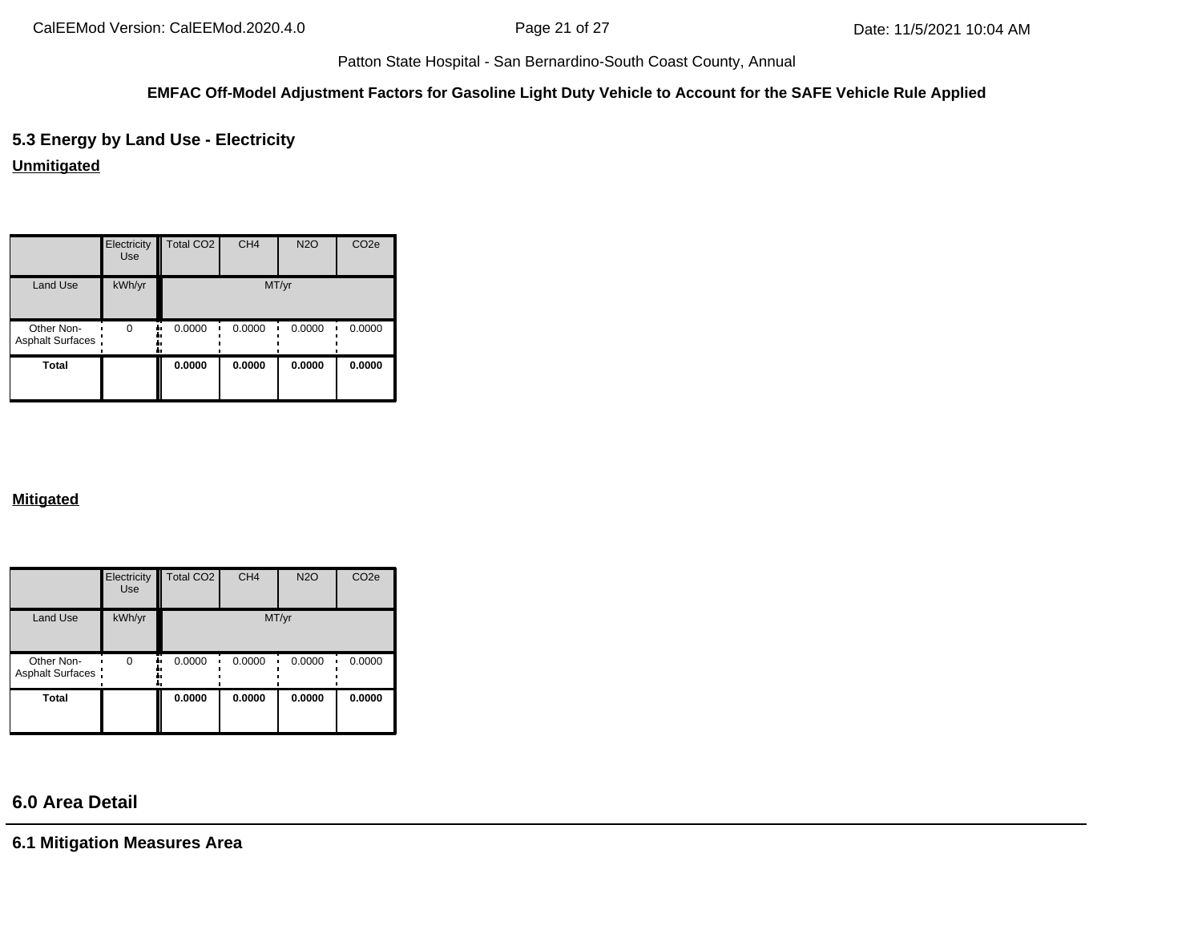Patton State Hospital - San Bernardino-South Coast County, Annual

**EMFAC Off-Model Adjustment Factors for Gasoline Light Duty Vehicle to Account for the SAFE Vehicle Rule Applied**

## 5.3 Energy by Land Use - Electricity

**Unmitigated**

| | Electricity Use | Total CO2 | CH4 | N2O | CO2e |
|---|---|---|---|---|---|
| Land Use | kWh/yr | MT/yr | | | |
| Other Non-Asphalt Surfaces | 0 | 0.0000 | 0.0000 | 0.0000 | 0.0000 |
| **Total** | | **0.0000** | **0.0000** | **0.0000** | **0.0000** |

**Mitigated**

| | Electricity Use | Total CO2 | CH4 | N2O | CO2e |
|---|---|---|---|---|---|
| Land Use | kWh/yr | MT/yr | | | |
| Other Non-Asphalt Surfaces | 0 | 0.0000 | 0.0000 | 0.0000 | 0.0000 |
| **Total** | | **0.0000** | **0.0000** | **0.0000** | **0.0000** |

## 6.0 Area Detail

### 6.1 Mitigation Measures Area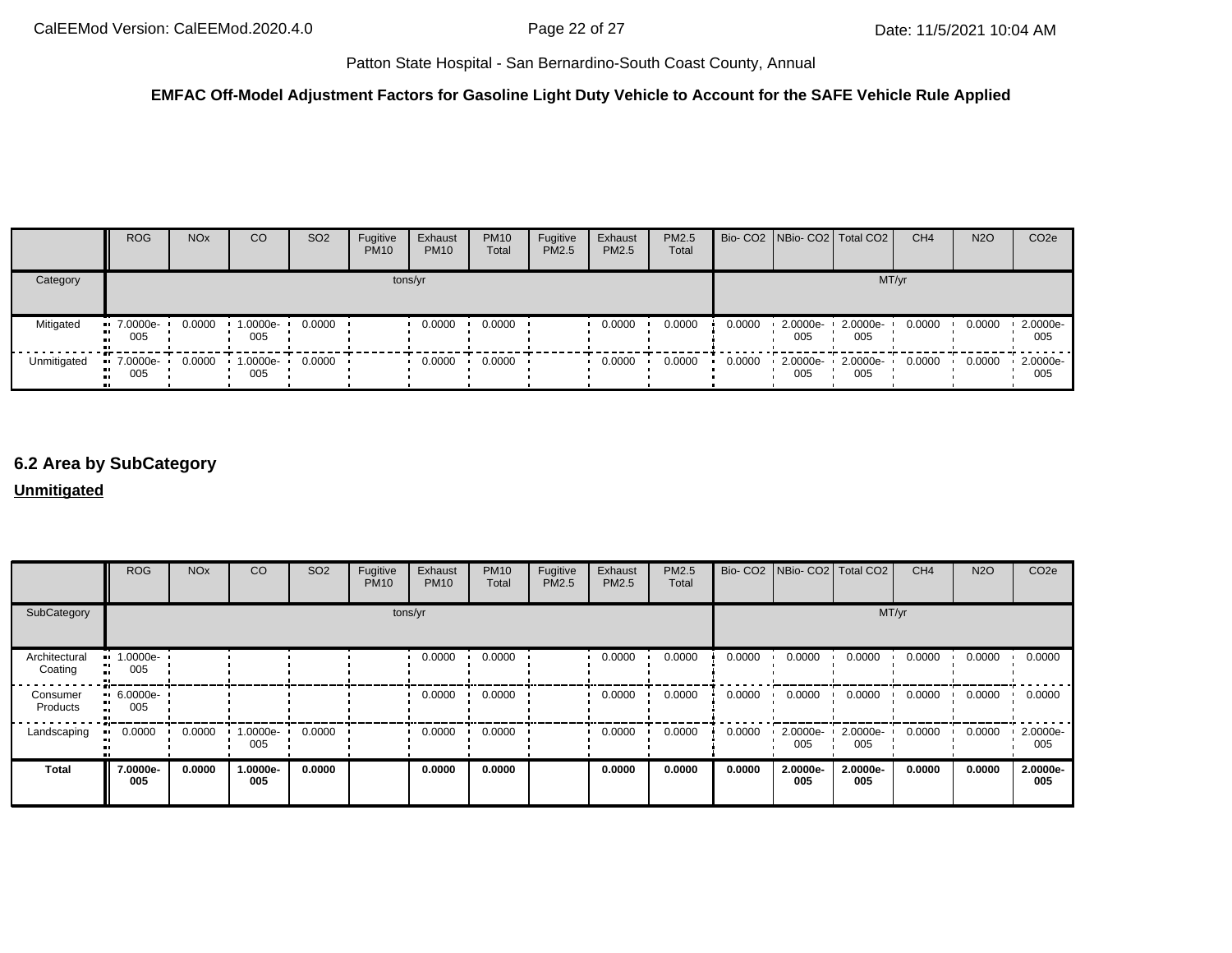**EMFAC Off-Model Adjustment Factors for Gasoline Light Duty Vehicle to Account for the SAFE Vehicle Rule Applied**

| | ROG | NOx | CO | SO2 | Fugitive PM10 | Exhaust PM10 | PM10 Total | Fugitive PM2.5 | Exhaust PM2.5 | PM2.5 Total | Bio- CO2 | NBio- CO2 | Total CO2 | CH4 | N2O | CO2e |
|---|---|---|---|---|---|---|---|---|---|---|---|---|---|---|---|---|
| Category | tons/yr | | | | | | | | | | MT/yr | | | | | |
| Mitigated | 7.0000e-005 | 0.0000 | 1.0000e-005 | 0.0000 | | 0.0000 | 0.0000 | | 0.0000 | 0.0000 | 0.0000 | 2.0000e-005 | 2.0000e-005 | 0.0000 | 0.0000 | 2.0000e-005 |
| Unmitigated | 7.0000e-005 | 0.0000 | 1.0000e-005 | 0.0000 | | 0.0000 | 0.0000 | | 0.0000 | 0.0000 | 0.0000 | 2.0000e-005 | 2.0000e-005 | 0.0000 | 0.0000 | 2.0000e-005 |

## 6.2 Area by SubCategory

**Unmitigated**

| | ROG | NOx | CO | SO2 | Fugitive PM10 | Exhaust PM10 | PM10 Total | Fugitive PM2.5 | Exhaust PM2.5 | PM2.5 Total | Bio- CO2 | NBio- CO2 | Total CO2 | CH4 | N2O | CO2e |
|---|---|---|---|---|---|---|---|---|---|---|---|---|---|---|---|---|
| SubCategory | tons/yr | | | | | | | | | | MT/yr | | | | | |
| Architectural Coating | 1.0000e-005 | | | | | 0.0000 | 0.0000 | | 0.0000 | 0.0000 | 0.0000 | 0.0000 | 0.0000 | 0.0000 | 0.0000 | 0.0000 |
| Consumer Products | 6.0000e-005 | | | | | 0.0000 | 0.0000 | | 0.0000 | 0.0000 | 0.0000 | 0.0000 | 0.0000 | 0.0000 | 0.0000 | 0.0000 |
| Landscaping | 0.0000 | 0.0000 | 1.0000e-005 | 0.0000 | | 0.0000 | 0.0000 | | 0.0000 | 0.0000 | 0.0000 | 2.0000e-005 | 2.0000e-005 | 0.0000 | 0.0000 | 2.0000e-005 |
| **Total** | **7.0000e-005** | **0.0000** | **1.0000e-005** | **0.0000** | | **0.0000** | **0.0000** | | **0.0000** | **0.0000** | **0.0000** | **2.0000e-005** | **2.0000e-005** | **0.0000** | **0.0000** | **2.0000e-005** |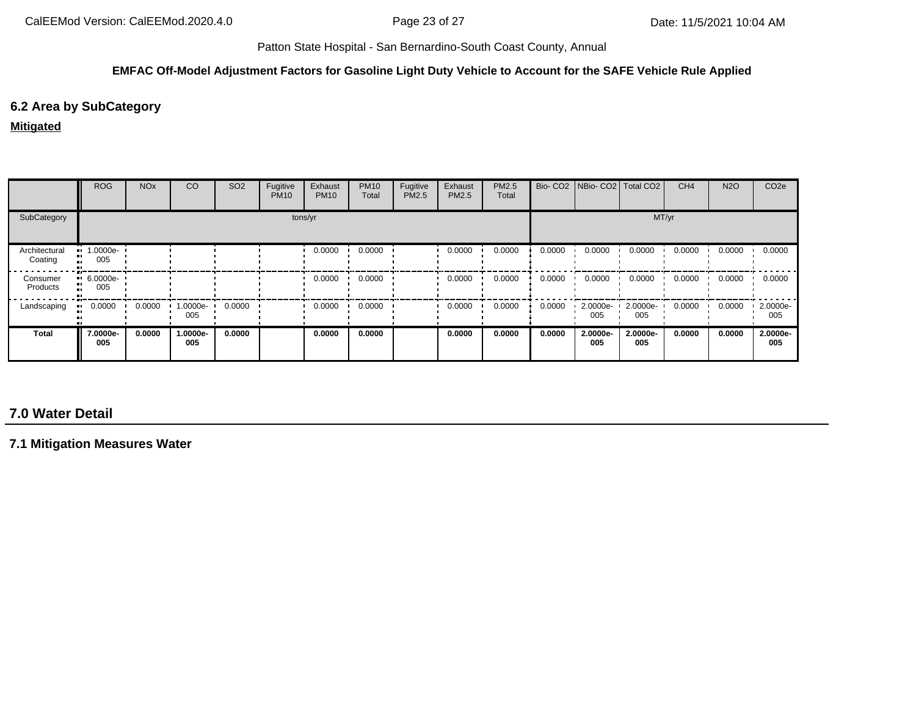Patton State Hospital - San Bernardino-South Coast County, Annual

**EMFAC Off-Model Adjustment Factors for Gasoline Light Duty Vehicle to Account for the SAFE Vehicle Rule Applied**

## 6.2 Area by SubCategory

**Mitigated**

| | ROG | NOx | CO | SO2 | Fugitive PM10 | Exhaust PM10 | PM10 Total | Fugitive PM2.5 | Exhaust PM2.5 | PM2.5 Total | Bio- CO2 | NBio- CO2 | Total CO2 | CH4 | N2O | CO2e |
|---|---|---|---|---|---|---|---|---|---|---|---|---|---|---|---|---|
| SubCategory | tons/yr | | | | | | | | | | MT/yr | | | | | |
| Architectural Coating | 1.0000e-005 | | | | | 0.0000 | 0.0000 | | 0.0000 | 0.0000 | 0.0000 | 0.0000 | 0.0000 | 0.0000 | 0.0000 | 0.0000 |
| Consumer Products | 6.0000e-005 | | | | | 0.0000 | 0.0000 | | 0.0000 | 0.0000 | 0.0000 | 0.0000 | 0.0000 | 0.0000 | 0.0000 | 0.0000 |
| Landscaping | 0.0000 | 0.0000 | 1.0000e-005 | 0.0000 | | 0.0000 | 0.0000 | | 0.0000 | 0.0000 | 0.0000 | 2.0000e-005 | 2.0000e-005 | 0.0000 | 0.0000 | 2.0000e-005 |
| **Total** | **7.0000e-005** | **0.0000** | **1.0000e-005** | **0.0000** | | **0.0000** | **0.0000** | | **0.0000** | **0.0000** | **0.0000** | **2.0000e-005** | **2.0000e-005** | **0.0000** | **0.0000** | **2.0000e-005** |

# 7.0 Water Detail

## 7.1 Mitigation Measures Water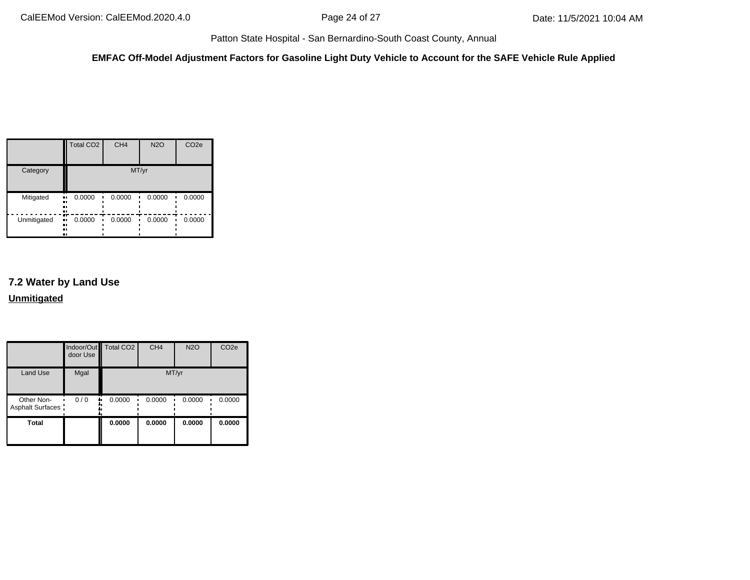**EMFAC Off-Model Adjustment Factors for Gasoline Light Duty Vehicle to Account for the SAFE Vehicle Rule Applied**

| | Total CO2 | CH4 | N2O | CO2e |
|---|---|---|---|---|
| Category | MT/yr | | | |
| Mitigated | 0.0000 | 0.0000 | 0.0000 | 0.0000 |
| Unmitigated | 0.0000 | 0.0000 | 0.0000 | 0.0000 |

## 7.2 Water by Land Use

**Unmitigated**

| | Indoor/Outdoor Use | Total CO2 | CH4 | N2O | CO2e |
|---|---|---|---|---|---|
| Land Use | Mgal | MT/yr | | | |
| Other Non-Asphalt Surfaces | 0 / 0 | 0.0000 | 0.0000 | 0.0000 | 0.0000 |
| **Total** | | **0.0000** | **0.0000** | **0.0000** | **0.0000** |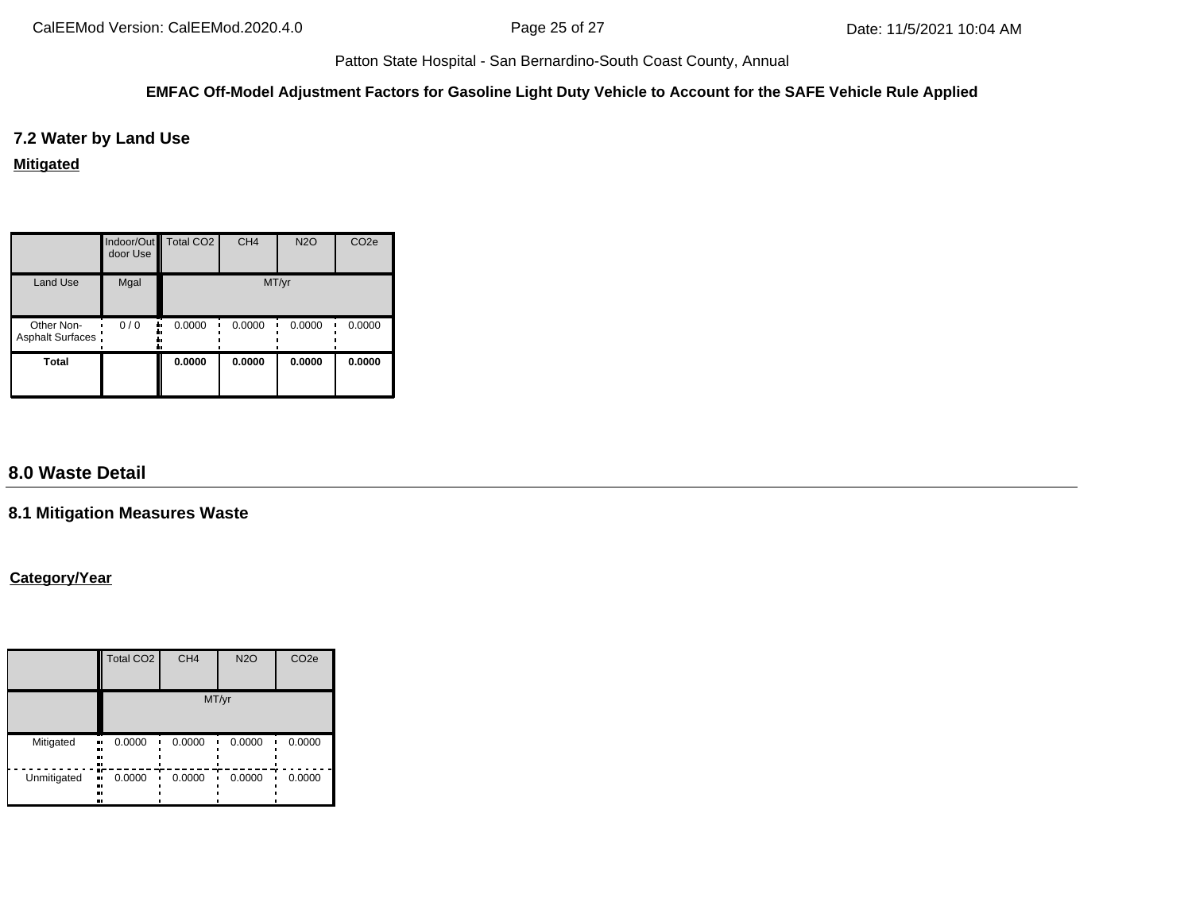### 7.2 Water by Land Use

**Mitigated**

| | Indoor/Outdoor Use | Total CO2 | CH4 | N2O | CO2e |
|---|---|---|---|---|---|
| Land Use | Mgal | MT/yr | | | |
| Other Non-Asphalt Surfaces | 0 / 0 | 0.0000 | 0.0000 | 0.0000 | 0.0000 |
| **Total** | | **0.0000** | **0.0000** | **0.0000** | **0.0000** |

## 8.0 Waste Detail

### 8.1 Mitigation Measures Waste

**Category/Year**

| | Total CO2 | CH4 | N2O | CO2e |
|---|---|---|---|---|
| | MT/yr | | | |
| Mitigated | 0.0000 | 0.0000 | 0.0000 | 0.0000 |
| Unmitigated | 0.0000 | 0.0000 | 0.0000 | 0.0000 |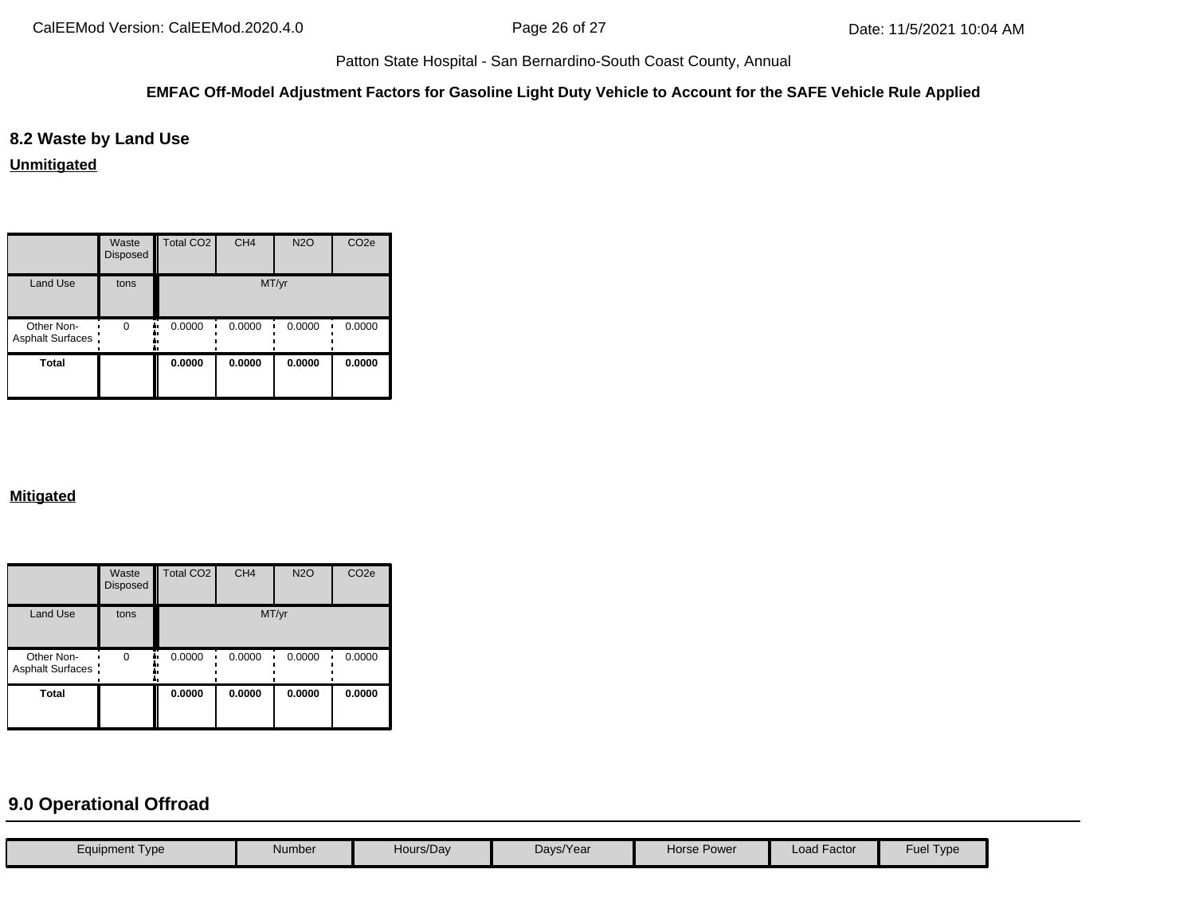Patton State Hospital - San Bernardino-South Coast County, Annual

**EMFAC Off-Model Adjustment Factors for Gasoline Light Duty Vehicle to Account for the SAFE Vehicle Rule Applied**

### 8.2 Waste by Land Use

**Unmitigated**

| | Waste Disposed | Total CO2 | CH4 | N2O | CO2e |
|---|---|---|---|---|---|
| Land Use | tons | MT/yr | | | |
| Other Non-Asphalt Surfaces | 0 | 0.0000 | 0.0000 | 0.0000 | 0.0000 |
| **Total** | | **0.0000** | **0.0000** | **0.0000** | **0.0000** |

**Mitigated**

| | Waste Disposed | Total CO2 | CH4 | N2O | CO2e |
|---|---|---|---|---|---|
| Land Use | tons | MT/yr | | | |
| Other Non-Asphalt Surfaces | 0 | 0.0000 | 0.0000 | 0.0000 | 0.0000 |
| **Total** | | **0.0000** | **0.0000** | **0.0000** | **0.0000** |

## 9.0 Operational Offroad

| Equipment Type | Number | Hours/Day | Days/Year | Horse Power | Load Factor | Fuel Type |
|---|---|---|---|---|---|---|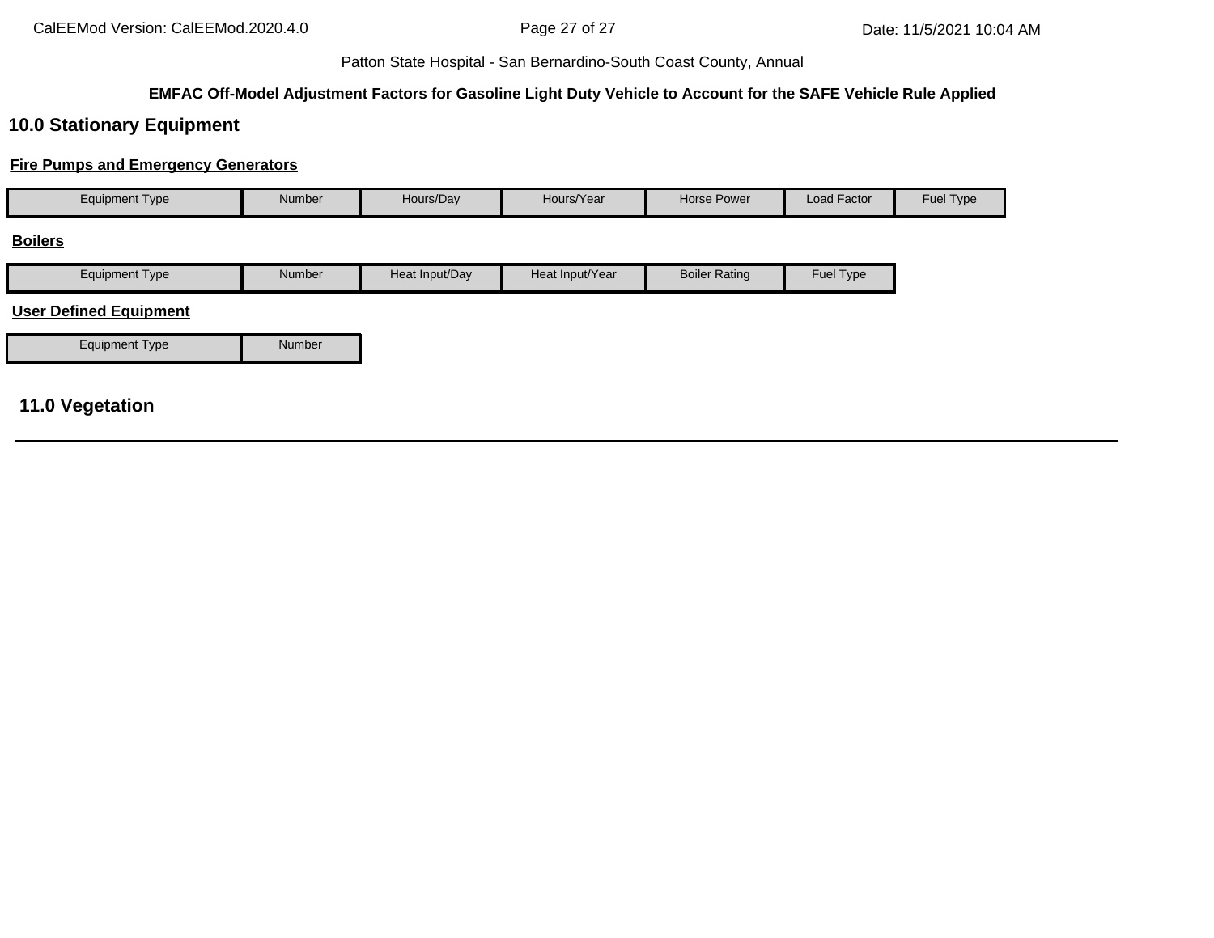## 10.0 Stationary Equipment

**Fire Pumps and Emergency Generators**

| Equipment Type | Number | Hours/Day | Hours/Year | Horse Power | Load Factor | Fuel Type |
| --- | --- | --- | --- | --- | --- | --- |

**Boilers**

| Equipment Type | Number | Heat Input/Day | Heat Input/Year | Boiler Rating | Fuel Type |
| --- | --- | --- | --- | --- | --- |

**User Defined Equipment**

| Equipment Type | Number |
| --- | --- |

## 11.0 Vegetation